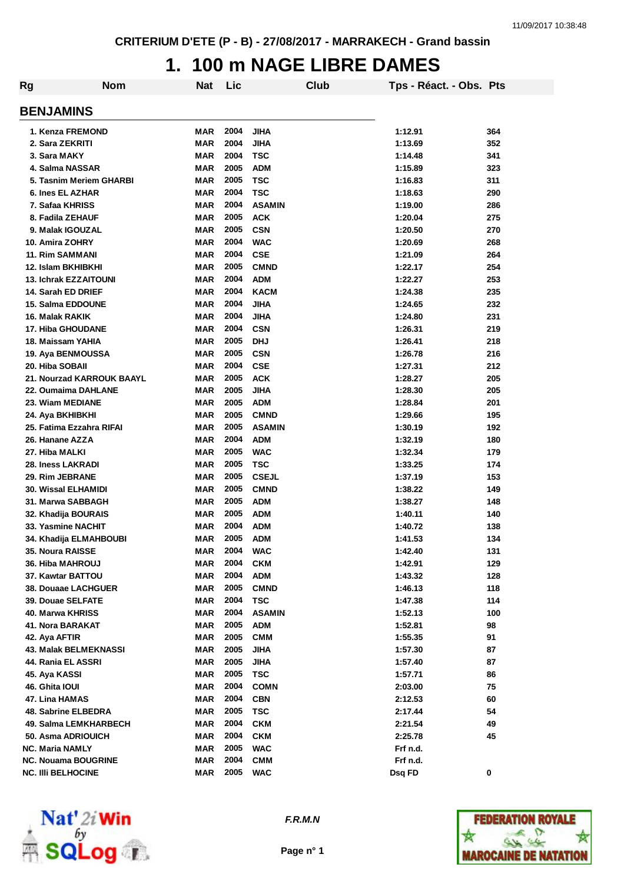CRITERIUM D'ETE (P - B) - 27/08/2017 - MARRAKECH - Grand bassin

# 1. 100 m NAGE LIBRE DAMES

## BENJAMINS

| Rg | Nom | Nat | Lic | Club | Tps - Réact. - Obs. | Pts |
|---|---|---|---|---|---|---|
| 1. | Kenza FREMOND | MAR | 2004 | JIHA | 1:12.91 | 364 |
| 2. | Sara ZEKRITI | MAR | 2004 | JIHA | 1:13.69 | 352 |
| 3. | Sara MAKY | MAR | 2004 | TSC | 1:14.48 | 341 |
| 4. | Salma NASSAR | MAR | 2005 | ADM | 1:15.89 | 323 |
| 5. | Tasnim Meriem GHARBI | MAR | 2005 | TSC | 1:16.83 | 311 |
| 6. | Ines EL AZHAR | MAR | 2004 | TSC | 1:18.63 | 290 |
| 7. | Safaa KHRISS | MAR | 2004 | ASAMIN | 1:19.00 | 286 |
| 8. | Fadila ZEHAUF | MAR | 2005 | ACK | 1:20.04 | 275 |
| 9. | Malak IGOUZAL | MAR | 2005 | CSN | 1:20.50 | 270 |
| 10. | Amira ZOHRY | MAR | 2004 | WAC | 1:20.69 | 268 |
| 11. | Rim SAMMANI | MAR | 2004 | CSE | 1:21.09 | 264 |
| 12. | Islam BKHIBKHI | MAR | 2005 | CMND | 1:22.17 | 254 |
| 13. | Ichrak EZZAITOUNI | MAR | 2004 | ADM | 1:22.27 | 253 |
| 14. | Sarah ED DRIEF | MAR | 2004 | KACM | 1:24.38 | 235 |
| 15. | Salma EDDOUNE | MAR | 2004 | JIHA | 1:24.65 | 232 |
| 16. | Malak RAKIK | MAR | 2004 | JIHA | 1:24.80 | 231 |
| 17. | Hiba GHOUDANE | MAR | 2004 | CSN | 1:26.31 | 219 |
| 18. | Maissam YAHIA | MAR | 2005 | DHJ | 1:26.41 | 218 |
| 19. | Aya BENMOUSSA | MAR | 2005 | CSN | 1:26.78 | 216 |
| 20. | Hiba SOBAII | MAR | 2004 | CSE | 1:27.31 | 212 |
| 21. | Nourzad KARROUK BAAYL | MAR | 2005 | ACK | 1:28.27 | 205 |
| 22. | Oumaima DAHLANE | MAR | 2005 | JIHA | 1:28.30 | 205 |
| 23. | Wiam MEDIANE | MAR | 2005 | ADM | 1:28.84 | 201 |
| 24. | Aya BKHIBKHI | MAR | 2005 | CMND | 1:29.66 | 195 |
| 25. | Fatima Ezzahra RIFAI | MAR | 2005 | ASAMIN | 1:30.19 | 192 |
| 26. | Hanane AZZA | MAR | 2004 | ADM | 1:32.19 | 180 |
| 27. | Hiba MALKI | MAR | 2005 | WAC | 1:32.34 | 179 |
| 28. | Iness LAKRADI | MAR | 2005 | TSC | 1:33.25 | 174 |
| 29. | Rim JEBRANE | MAR | 2005 | CSEJL | 1:37.19 | 153 |
| 30. | Wissal ELHAMIDI | MAR | 2005 | CMND | 1:38.22 | 149 |
| 31. | Marwa SABBAGH | MAR | 2005 | ADM | 1:38.27 | 148 |
| 32. | Khadija BOURAIS | MAR | 2005 | ADM | 1:40.11 | 140 |
| 33. | Yasmine NACHIT | MAR | 2004 | ADM | 1:40.72 | 138 |
| 34. | Khadija ELMAHBOUBI | MAR | 2005 | ADM | 1:41.53 | 134 |
| 35. | Noura RAISSE | MAR | 2004 | WAC | 1:42.40 | 131 |
| 36. | Hiba MAHROUJ | MAR | 2004 | CKM | 1:42.91 | 129 |
| 37. | Kawtar BATTOU | MAR | 2004 | ADM | 1:43.32 | 128 |
| 38. | Douaae LACHGUER | MAR | 2005 | CMND | 1:46.13 | 118 |
| 39. | Douae SELFATE | MAR | 2004 | TSC | 1:47.38 | 114 |
| 40. | Marwa KHRISS | MAR | 2004 | ASAMIN | 1:52.13 | 100 |
| 41. | Nora BARAKAT | MAR | 2005 | ADM | 1:52.81 | 98 |
| 42. | Aya AFTIR | MAR | 2005 | CMM | 1:55.35 | 91 |
| 43. | Malak BELMEKNASSI | MAR | 2005 | JIHA | 1:57.30 | 87 |
| 44. | Rania EL ASSRI | MAR | 2005 | JIHA | 1:57.40 | 87 |
| 45. | Aya KASSI | MAR | 2005 | TSC | 1:57.71 | 86 |
| 46. | Ghita IOUI | MAR | 2004 | COMN | 2:03.00 | 75 |
| 47. | Lina HAMAS | MAR | 2004 | CBN | 2:12.53 | 60 |
| 48. | Sabrine ELBEDRA | MAR | 2005 | TSC | 2:17.44 | 54 |
| 49. | Salma LEMKHARBECH | MAR | 2004 | CKM | 2:21.54 | 49 |
| 50. | Asma ADRIOUICH | MAR | 2004 | CKM | 2:25.78 | 45 |
| NC. | Maria NAMLY | MAR | 2005 | WAC | Frf n.d. | |
| NC. | Nouama BOUGRINE | MAR | 2004 | CMM | Frf n.d. | |
| NC. | Illi BELHOCINE | MAR | 2005 | WAC | Dsq FD | 0 |

F.R.M.N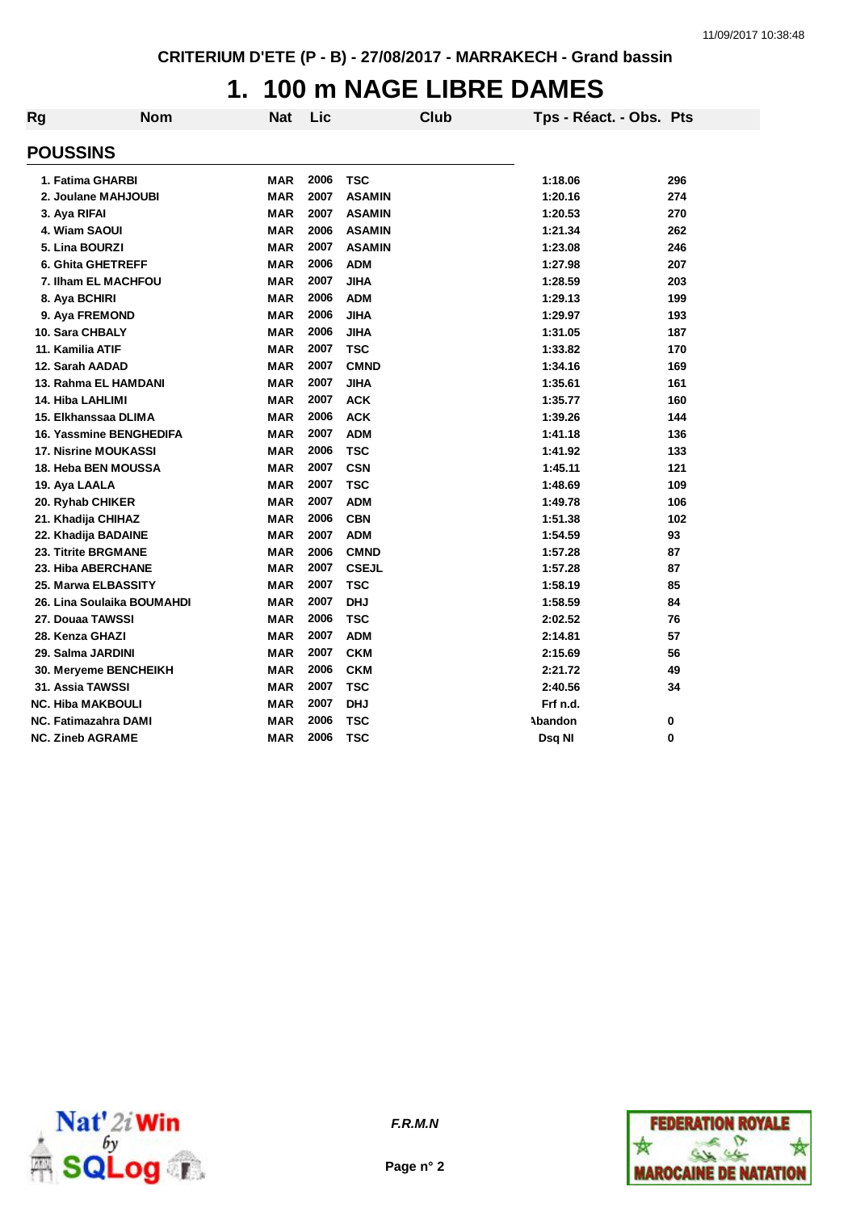CRITERIUM D'ETE (P - B) - 27/08/2017 - MARRAKECH - Grand bassin

# 1. 100 m NAGE LIBRE DAMES

| Rg | Nom | Nat | Lic | Club | Tps - Réact. - Obs. | Pts |
|---|---|---|---|---|---|---|
| **POUSSINS** | | | | | | |
| 1. | Fatima GHARBI | MAR | 2006 | TSC | 1:18.06 | 296 |
| 2. | Joulane MAHJOUBI | MAR | 2007 | ASAMIN | 1:20.16 | 274 |
| 3. | Aya RIFAI | MAR | 2007 | ASAMIN | 1:20.53 | 270 |
| 4. | Wiam SAOUI | MAR | 2006 | ASAMIN | 1:21.34 | 262 |
| 5. | Lina BOURZI | MAR | 2007 | ASAMIN | 1:23.08 | 246 |
| 6. | Ghita GHETREFF | MAR | 2006 | ADM | 1:27.98 | 207 |
| 7. | Ilham EL MACHFOU | MAR | 2007 | JIHA | 1:28.59 | 203 |
| 8. | Aya BCHIRI | MAR | 2006 | ADM | 1:29.13 | 199 |
| 9. | Aya FREMOND | MAR | 2006 | JIHA | 1:29.97 | 193 |
| 10. | Sara CHBALY | MAR | 2006 | JIHA | 1:31.05 | 187 |
| 11. | Kamilia ATIF | MAR | 2007 | TSC | 1:33.82 | 170 |
| 12. | Sarah AADAD | MAR | 2007 | CMND | 1:34.16 | 169 |
| 13. | Rahma EL HAMDANI | MAR | 2007 | JIHA | 1:35.61 | 161 |
| 14. | Hiba LAHLIMI | MAR | 2007 | ACK | 1:35.77 | 160 |
| 15. | Elkhanssaa DLIMA | MAR | 2006 | ACK | 1:39.26 | 144 |
| 16. | Yassmine BENGHEDIFA | MAR | 2007 | ADM | 1:41.18 | 136 |
| 17. | Nisrine MOUKASSI | MAR | 2006 | TSC | 1:41.92 | 133 |
| 18. | Heba BEN MOUSSA | MAR | 2007 | CSN | 1:45.11 | 121 |
| 19. | Aya LAALA | MAR | 2007 | TSC | 1:48.69 | 109 |
| 20. | Ryhab CHIKER | MAR | 2007 | ADM | 1:49.78 | 106 |
| 21. | Khadija CHIHAZ | MAR | 2006 | CBN | 1:51.38 | 102 |
| 22. | Khadija BADAINE | MAR | 2007 | ADM | 1:54.59 | 93 |
| 23. | Titrite BRGMANE | MAR | 2006 | CMND | 1:57.28 | 87 |
| 23. | Hiba ABERCHANE | MAR | 2007 | CSEJL | 1:57.28 | 87 |
| 25. | Marwa ELBASSITY | MAR | 2007 | TSC | 1:58.19 | 85 |
| 26. | Lina Soulaika BOUMAHDI | MAR | 2007 | DHJ | 1:58.59 | 84 |
| 27. | Douaa TAWSSI | MAR | 2006 | TSC | 2:02.52 | 76 |
| 28. | Kenza GHAZI | MAR | 2007 | ADM | 2:14.81 | 57 |
| 29. | Salma JARDINI | MAR | 2007 | CKM | 2:15.69 | 56 |
| 30. | Meryeme BENCHEIKH | MAR | 2006 | CKM | 2:21.72 | 49 |
| 31. | Assia TAWSSI | MAR | 2007 | TSC | 2:40.56 | 34 |
| NC. | Hiba MAKBOULI | MAR | 2007 | DHJ | Frf n.d. | |
| NC. | Fatimazahra DAMI | MAR | 2006 | TSC | Abandon | 0 |
| NC. | Zineb AGRAME | MAR | 2006 | TSC | Dsq NI | 0 |

*F.R.M.N*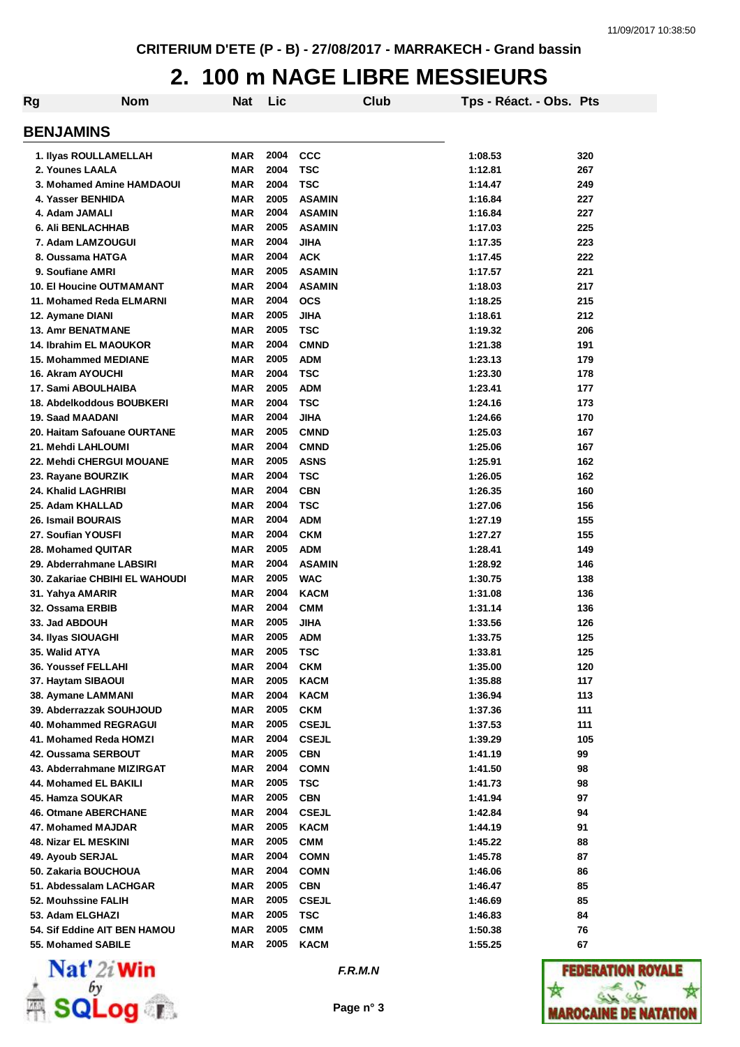CRITERIUM D'ETE (P - B) - 27/08/2017 - MARRAKECH - Grand bassin

# 2. 100 m NAGE LIBRE MESSIEURS

## BENJAMINS

| Rg | Nom | Nat | Lic | Club | Tps - Réact. - Obs. | Pts |
|---|---|---|---|---|---|---|
| 1. | Ilyas ROULLAMELLAH | MAR | 2004 | CCC | 1:08.53 | 320 |
| 2. | Younes LAALA | MAR | 2004 | TSC | 1:12.81 | 267 |
| 3. | Mohamed Amine HAMDAOUI | MAR | 2004 | TSC | 1:14.47 | 249 |
| 4. | Yasser BENHIDA | MAR | 2005 | ASAMIN | 1:16.84 | 227 |
| 4. | Adam JAMALI | MAR | 2004 | ASAMIN | 1:16.84 | 227 |
| 6. | Ali BENLACHHAB | MAR | 2005 | ASAMIN | 1:17.03 | 225 |
| 7. | Adam LAMZOUGUI | MAR | 2004 | JIHA | 1:17.35 | 223 |
| 8. | Oussama HATGA | MAR | 2004 | ACK | 1:17.45 | 222 |
| 9. | Soufiane AMRI | MAR | 2005 | ASAMIN | 1:17.57 | 221 |
| 10. | El Houcine OUTMAMANT | MAR | 2004 | ASAMIN | 1:18.03 | 217 |
| 11. | Mohamed Reda ELMARNI | MAR | 2004 | OCS | 1:18.25 | 215 |
| 12. | Aymane DIANI | MAR | 2005 | JIHA | 1:18.61 | 212 |
| 13. | Amr BENATMANE | MAR | 2005 | TSC | 1:19.32 | 206 |
| 14. | Ibrahim EL MAOUKOR | MAR | 2004 | CMND | 1:21.38 | 191 |
| 15. | Mohammed MEDIANE | MAR | 2005 | ADM | 1:23.13 | 179 |
| 16. | Akram AYOUCHI | MAR | 2004 | TSC | 1:23.30 | 178 |
| 17. | Sami ABOULHAIBA | MAR | 2005 | ADM | 1:23.41 | 177 |
| 18. | Abdelkoddous BOUBKERI | MAR | 2004 | TSC | 1:24.16 | 173 |
| 19. | Saad MAADANI | MAR | 2004 | JIHA | 1:24.66 | 170 |
| 20. | Haitam Safouane OURTANE | MAR | 2005 | CMND | 1:25.03 | 167 |
| 21. | Mehdi LAHLOUMI | MAR | 2004 | CMND | 1:25.06 | 167 |
| 22. | Mehdi CHERGUI MOUANE | MAR | 2005 | ASNS | 1:25.91 | 162 |
| 23. | Rayane BOURZIK | MAR | 2004 | TSC | 1:26.05 | 162 |
| 24. | Khalid LAGHRIBI | MAR | 2004 | CBN | 1:26.35 | 160 |
| 25. | Adam KHALLAD | MAR | 2004 | TSC | 1:27.06 | 156 |
| 26. | Ismail BOURAIS | MAR | 2004 | ADM | 1:27.19 | 155 |
| 27. | Soufian YOUSFI | MAR | 2004 | CKM | 1:27.27 | 155 |
| 28. | Mohamed QUITAR | MAR | 2005 | ADM | 1:28.41 | 149 |
| 29. | Abderrahmane LABSIRI | MAR | 2004 | ASAMIN | 1:28.92 | 146 |
| 30. | Zakariae CHBIHI EL WAHOUDI | MAR | 2005 | WAC | 1:30.75 | 138 |
| 31. | Yahya AMARIR | MAR | 2004 | KACM | 1:31.08 | 136 |
| 32. | Ossama ERBIB | MAR | 2004 | CMM | 1:31.14 | 136 |
| 33. | Jad ABDOUH | MAR | 2005 | JIHA | 1:33.56 | 126 |
| 34. | Ilyas SIOUAGHI | MAR | 2005 | ADM | 1:33.75 | 125 |
| 35. | Walid ATYA | MAR | 2005 | TSC | 1:33.81 | 125 |
| 36. | Youssef FELLAHI | MAR | 2004 | CKM | 1:35.00 | 120 |
| 37. | Haytam SIBAOUI | MAR | 2005 | KACM | 1:35.88 | 117 |
| 38. | Aymane LAMMANI | MAR | 2004 | KACM | 1:36.94 | 113 |
| 39. | Abderrazzak SOUHJOUD | MAR | 2005 | CKM | 1:37.36 | 111 |
| 40. | Mohammed REGRAGUI | MAR | 2005 | CSEJL | 1:37.53 | 111 |
| 41. | Mohamed Reda HOMZI | MAR | 2004 | CSEJL | 1:39.29 | 105 |
| 42. | Oussama SERBOUT | MAR | 2005 | CBN | 1:41.19 | 99 |
| 43. | Abderrahmane MIZIRGAT | MAR | 2004 | COMN | 1:41.50 | 98 |
| 44. | Mohamed EL BAKILI | MAR | 2005 | TSC | 1:41.73 | 98 |
| 45. | Hamza SOUKAR | MAR | 2005 | CBN | 1:41.94 | 97 |
| 46. | Otmane ABERCHANE | MAR | 2004 | CSEJL | 1:42.84 | 94 |
| 47. | Mohamed MAJDAR | MAR | 2005 | KACM | 1:44.19 | 91 |
| 48. | Nizar EL MESKINI | MAR | 2005 | CMM | 1:45.22 | 88 |
| 49. | Ayoub SERJAL | MAR | 2004 | COMN | 1:45.78 | 87 |
| 50. | Zakaria BOUCHOUA | MAR | 2004 | COMN | 1:46.06 | 86 |
| 51. | Abdessalam LACHGAR | MAR | 2005 | CBN | 1:46.47 | 85 |
| 52. | Mouhssine FALIH | MAR | 2005 | CSEJL | 1:46.69 | 85 |
| 53. | Adam ELGHAZI | MAR | 2005 | TSC | 1:46.83 | 84 |
| 54. | Sif Eddine AIT BEN HAMOU | MAR | 2005 | CMM | 1:50.38 | 76 |
| 55. | Mohamed SABILE | MAR | 2005 | KACM | 1:55.25 | 67 |

*F.R.M.N*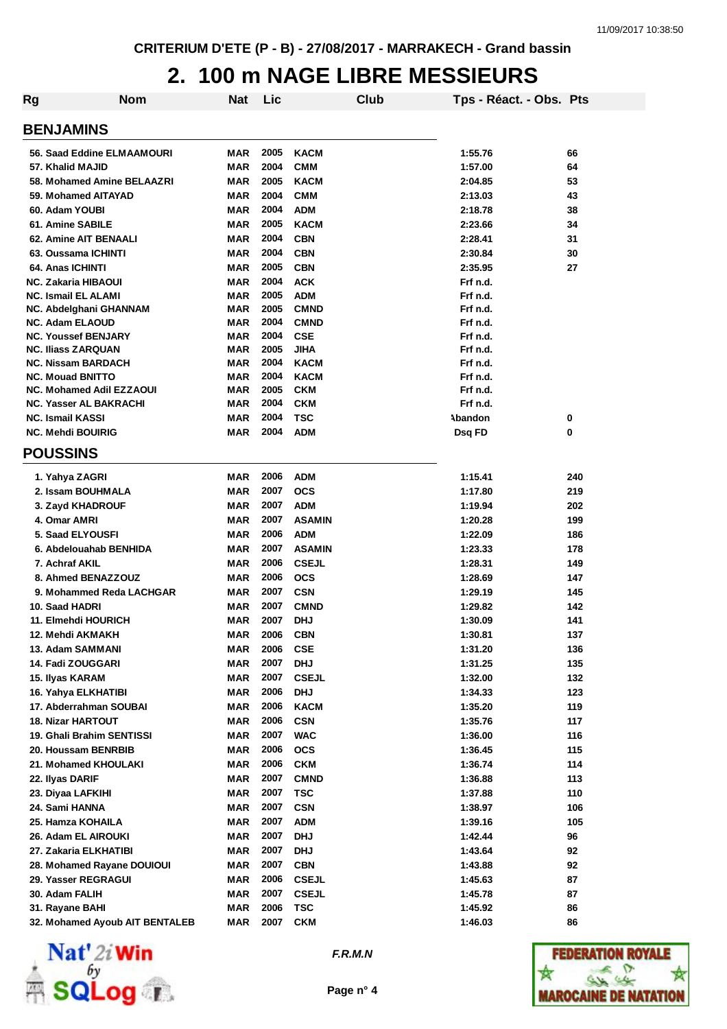CRITERIUM D'ETE (P - B) - 27/08/2017 - MARRAKECH - Grand bassin

# 2. 100 m NAGE LIBRE MESSIEURS

| Rg | Nom | Nat | Lic | Club | Tps - Réact. - Obs. | Pts |
|---|---|---|---|---|---|---|

## BENJAMINS

| Rg | Nom | Nat | Lic | Club | Tps - Réact. - Obs. | Pts |
|---|---|---|---|---|---|---|
| 56. | Saad Eddine ELMAAMOURI | MAR | 2005 | KACM | 1:55.76 | 66 |
| 57. | Khalid MAJID | MAR | 2004 | CMM | 1:57.00 | 64 |
| 58. | Mohamed Amine BELAAZRI | MAR | 2005 | KACM | 2:04.85 | 53 |
| 59. | Mohamed AITAYAD | MAR | 2004 | CMM | 2:13.03 | 43 |
| 60. | Adam YOUBI | MAR | 2004 | ADM | 2:18.78 | 38 |
| 61. | Amine SABILE | MAR | 2005 | KACM | 2:23.66 | 34 |
| 62. | Amine AIT BENAALI | MAR | 2004 | CBN | 2:28.41 | 31 |
| 63. | Oussama ICHINTI | MAR | 2004 | CBN | 2:30.84 | 30 |
| 64. | Anas ICHINTI | MAR | 2005 | CBN | 2:35.95 | 27 |
| NC. | Zakaria HIBAOUI | MAR | 2004 | ACK | Frf n.d. | |
| NC. | Ismail EL ALAMI | MAR | 2005 | ADM | Frf n.d. | |
| NC. | Abdelghani GHANNAM | MAR | 2005 | CMND | Frf n.d. | |
| NC. | Adam ELAOUD | MAR | 2004 | CMND | Frf n.d. | |
| NC. | Youssef BENJARY | MAR | 2004 | CSE | Frf n.d. | |
| NC. | Iliass ZARQUAN | MAR | 2005 | JIHA | Frf n.d. | |
| NC. | Nissam BARDACH | MAR | 2004 | KACM | Frf n.d. | |
| NC. | Mouad BNITTO | MAR | 2004 | KACM | Frf n.d. | |
| NC. | Mohamed Adil EZZAOUI | MAR | 2005 | CKM | Frf n.d. | |
| NC. | Yasser AL BAKRACHI | MAR | 2004 | CKM | Frf n.d. | |
| NC. | Ismail KASSI | MAR | 2004 | TSC | Abandon | 0 |
| NC. | Mehdi BOUIRIG | MAR | 2004 | ADM | Dsq FD | 0 |

## POUSSINS

| Rg | Nom | Nat | Lic | Club | Tps - Réact. - Obs. | Pts |
|---|---|---|---|---|---|---|
| 1. | Yahya ZAGRI | MAR | 2006 | ADM | 1:15.41 | 240 |
| 2. | Issam BOUHMALA | MAR | 2007 | OCS | 1:17.80 | 219 |
| 3. | Zayd KHADROUF | MAR | 2007 | ADM | 1:19.94 | 202 |
| 4. | Omar AMRI | MAR | 2007 | ASAMIN | 1:20.28 | 199 |
| 5. | Saad ELYOUSFI | MAR | 2006 | ADM | 1:22.09 | 186 |
| 6. | Abdelouahab BENHIDA | MAR | 2007 | ASAMIN | 1:23.33 | 178 |
| 7. | Achraf AKIL | MAR | 2006 | CSEJL | 1:28.31 | 149 |
| 8. | Ahmed BENAZZOUZ | MAR | 2006 | OCS | 1:28.69 | 147 |
| 9. | Mohammed Reda LACHGAR | MAR | 2007 | CSN | 1:29.19 | 145 |
| 10. | Saad HADRI | MAR | 2007 | CMND | 1:29.82 | 142 |
| 11. | Elmehdi HOURICH | MAR | 2007 | DHJ | 1:30.09 | 141 |
| 12. | Mehdi AKMAKH | MAR | 2006 | CBN | 1:30.81 | 137 |
| 13. | Adam SAMMANI | MAR | 2006 | CSE | 1:31.20 | 136 |
| 14. | Fadi ZOUGGARI | MAR | 2007 | DHJ | 1:31.25 | 135 |
| 15. | Ilyas KARAM | MAR | 2007 | CSEJL | 1:32.00 | 132 |
| 16. | Yahya ELKHATIBI | MAR | 2006 | DHJ | 1:34.33 | 123 |
| 17. | Abderrahman SOUBAI | MAR | 2006 | KACM | 1:35.20 | 119 |
| 18. | Nizar HARTOUT | MAR | 2006 | CSN | 1:35.76 | 117 |
| 19. | Ghali Brahim SENTISSI | MAR | 2007 | WAC | 1:36.00 | 116 |
| 20. | Houssam BENRBIB | MAR | 2006 | OCS | 1:36.45 | 115 |
| 21. | Mohamed KHOULAKI | MAR | 2006 | CKM | 1:36.74 | 114 |
| 22. | Ilyas DARIF | MAR | 2007 | CMND | 1:36.88 | 113 |
| 23. | Diyaa LAFKIHI | MAR | 2007 | TSC | 1:37.88 | 110 |
| 24. | Sami HANNA | MAR | 2007 | CSN | 1:38.97 | 106 |
| 25. | Hamza KOHAILA | MAR | 2007 | ADM | 1:39.16 | 105 |
| 26. | Adam EL AIROUKI | MAR | 2007 | DHJ | 1:42.44 | 96 |
| 27. | Zakaria ELKHATIBI | MAR | 2007 | DHJ | 1:43.64 | 92 |
| 28. | Mohamed Rayane DOUIOUI | MAR | 2007 | CBN | 1:43.88 | 92 |
| 29. | Yasser REGRAGUI | MAR | 2006 | CSEJL | 1:45.63 | 87 |
| 30. | Adam FALIH | MAR | 2007 | CSEJL | 1:45.78 | 87 |
| 31. | Rayane BAHI | MAR | 2006 | TSC | 1:45.92 | 86 |
| 32. | Mohamed Ayoub AIT BENTALEB | MAR | 2007 | CKM | 1:46.03 | 86 |

*F.R.M.N*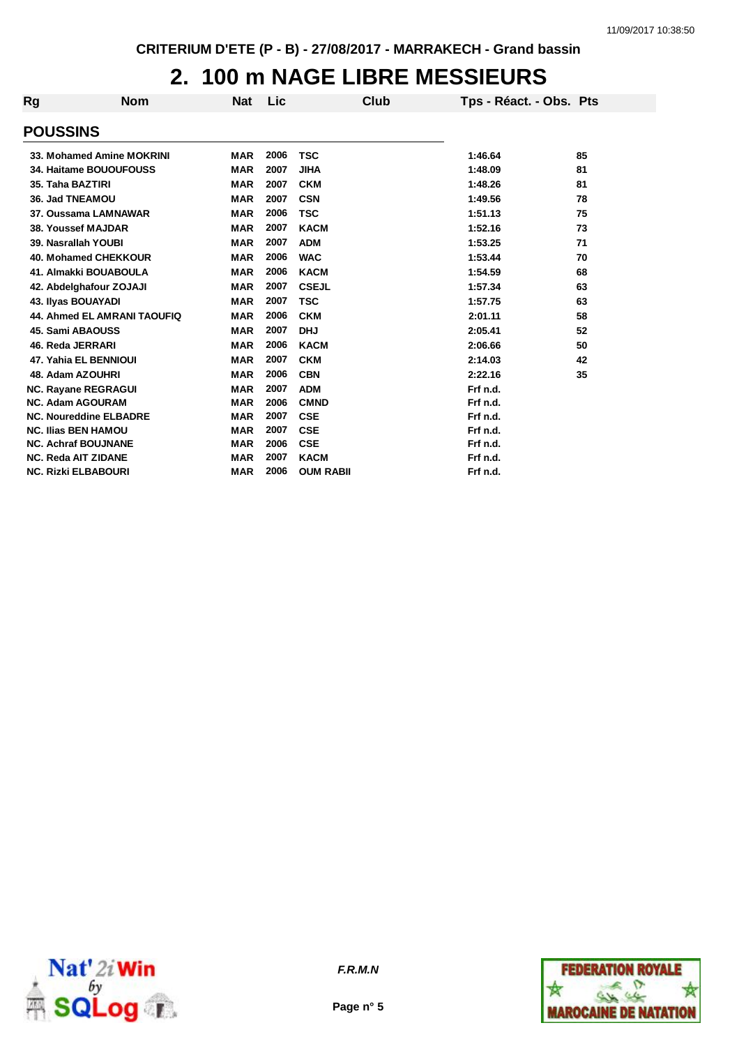CRITERIUM D'ETE (P - B) - 27/08/2017 - MARRAKECH - Grand bassin

# 2. 100 m NAGE LIBRE MESSIEURS

| Rg | Nom | Nat | Lic | Club | Tps - Réact. - Obs. | Pts |
|---|---|---|---|---|---|---|
| **POUSSINS** | | | | | | |
| 33. | Mohamed Amine MOKRINI | MAR | 2006 | TSC | 1:46.64 | 85 |
| 34. | Haitame BOUOUFOUSS | MAR | 2007 | JIHA | 1:48.09 | 81 |
| 35. | Taha BAZTIRI | MAR | 2007 | CKM | 1:48.26 | 81 |
| 36. | Jad TNEAMOU | MAR | 2007 | CSN | 1:49.56 | 78 |
| 37. | Oussama LAMNAWAR | MAR | 2006 | TSC | 1:51.13 | 75 |
| 38. | Youssef MAJDAR | MAR | 2007 | KACM | 1:52.16 | 73 |
| 39. | Nasrallah YOUBI | MAR | 2007 | ADM | 1:53.25 | 71 |
| 40. | Mohamed CHEKKOUR | MAR | 2006 | WAC | 1:53.44 | 70 |
| 41. | Almakki BOUABOULA | MAR | 2006 | KACM | 1:54.59 | 68 |
| 42. | Abdelghafour ZOJAJI | MAR | 2007 | CSEJL | 1:57.34 | 63 |
| 43. | Ilyas BOUAYADI | MAR | 2007 | TSC | 1:57.75 | 63 |
| 44. | Ahmed EL AMRANI TAOUFIQ | MAR | 2006 | CKM | 2:01.11 | 58 |
| 45. | Sami ABAOUSS | MAR | 2007 | DHJ | 2:05.41 | 52 |
| 46. | Reda JERRARI | MAR | 2006 | KACM | 2:06.66 | 50 |
| 47. | Yahia EL BENNIOUI | MAR | 2007 | CKM | 2:14.03 | 42 |
| 48. | Adam AZOUHRI | MAR | 2006 | CBN | 2:22.16 | 35 |
| NC. | Rayane REGRAGUI | MAR | 2007 | ADM | Frf n.d. | |
| NC. | Adam AGOURAM | MAR | 2006 | CMND | Frf n.d. | |
| NC. | Noureddine ELBADRE | MAR | 2007 | CSE | Frf n.d. | |
| NC. | Ilias BEN HAMOU | MAR | 2007 | CSE | Frf n.d. | |
| NC. | Achraf BOUJNANE | MAR | 2006 | CSE | Frf n.d. | |
| NC. | Reda AIT ZIDANE | MAR | 2007 | KACM | Frf n.d. | |
| NC. | Rizki ELBABOURI | MAR | 2006 | OUM RABII | Frf n.d. | |

*F.R.M.N*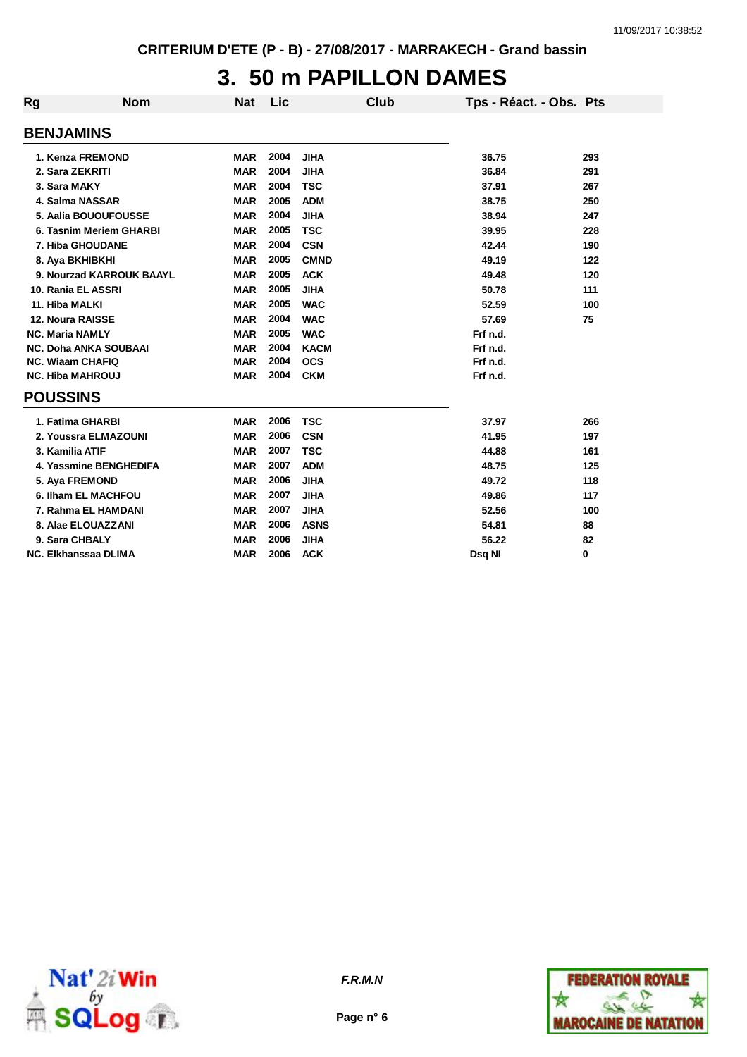CRITERIUM D'ETE (P - B) - 27/08/2017 - MARRAKECH - Grand bassin

# 3. 50 m PAPILLON DAMES

| Rg | Nom | Nat | Lic | Club | Tps - Réact. - Obs. | Pts |
|---|---|---|---|---|---|---|
| **BENJAMINS** | | | | | | |
| 1. | Kenza FREMOND | MAR | 2004 | JIHA | 36.75 | 293 |
| 2. | Sara ZEKRITI | MAR | 2004 | JIHA | 36.84 | 291 |
| 3. | Sara MAKY | MAR | 2004 | TSC | 37.91 | 267 |
| 4. | Salma NASSAR | MAR | 2005 | ADM | 38.75 | 250 |
| 5. | Aalia BOUOUFOUSSE | MAR | 2004 | JIHA | 38.94 | 247 |
| 6. | Tasnim Meriem GHARBI | MAR | 2005 | TSC | 39.95 | 228 |
| 7. | Hiba GHOUDANE | MAR | 2004 | CSN | 42.44 | 190 |
| 8. | Aya BKHIBKHI | MAR | 2005 | CMND | 49.19 | 122 |
| 9. | Nourzad KARROUK BAAYL | MAR | 2005 | ACK | 49.48 | 120 |
| 10. | Rania EL ASSRI | MAR | 2005 | JIHA | 50.78 | 111 |
| 11. | Hiba MALKI | MAR | 2005 | WAC | 52.59 | 100 |
| 12. | Noura RAISSE | MAR | 2004 | WAC | 57.69 | 75 |
| NC. | Maria NAMLY | MAR | 2005 | WAC | Frf n.d. | |
| NC. | Doha ANKA SOUBAAI | MAR | 2004 | KACM | Frf n.d. | |
| NC. | Wiaam CHAFIQ | MAR | 2004 | OCS | Frf n.d. | |
| NC. | Hiba MAHROUJ | MAR | 2004 | CKM | Frf n.d. | |
| **POUSSINS** | | | | | | |
| 1. | Fatima GHARBI | MAR | 2006 | TSC | 37.97 | 266 |
| 2. | Youssra ELMAZOUNI | MAR | 2006 | CSN | 41.95 | 197 |
| 3. | Kamilia ATIF | MAR | 2007 | TSC | 44.88 | 161 |
| 4. | Yassmine BENGHEDIFA | MAR | 2007 | ADM | 48.75 | 125 |
| 5. | Aya FREMOND | MAR | 2006 | JIHA | 49.72 | 118 |
| 6. | Ilham EL MACHFOU | MAR | 2007 | JIHA | 49.86 | 117 |
| 7. | Rahma EL HAMDANI | MAR | 2007 | JIHA | 52.56 | 100 |
| 8. | Alae ELOUAZZANI | MAR | 2006 | ASNS | 54.81 | 88 |
| 9. | Sara CHBALY | MAR | 2006 | JIHA | 56.22 | 82 |
| NC. | Elkhanssaa DLIMA | MAR | 2006 | ACK | Dsq NI | 0 |

F.R.M.N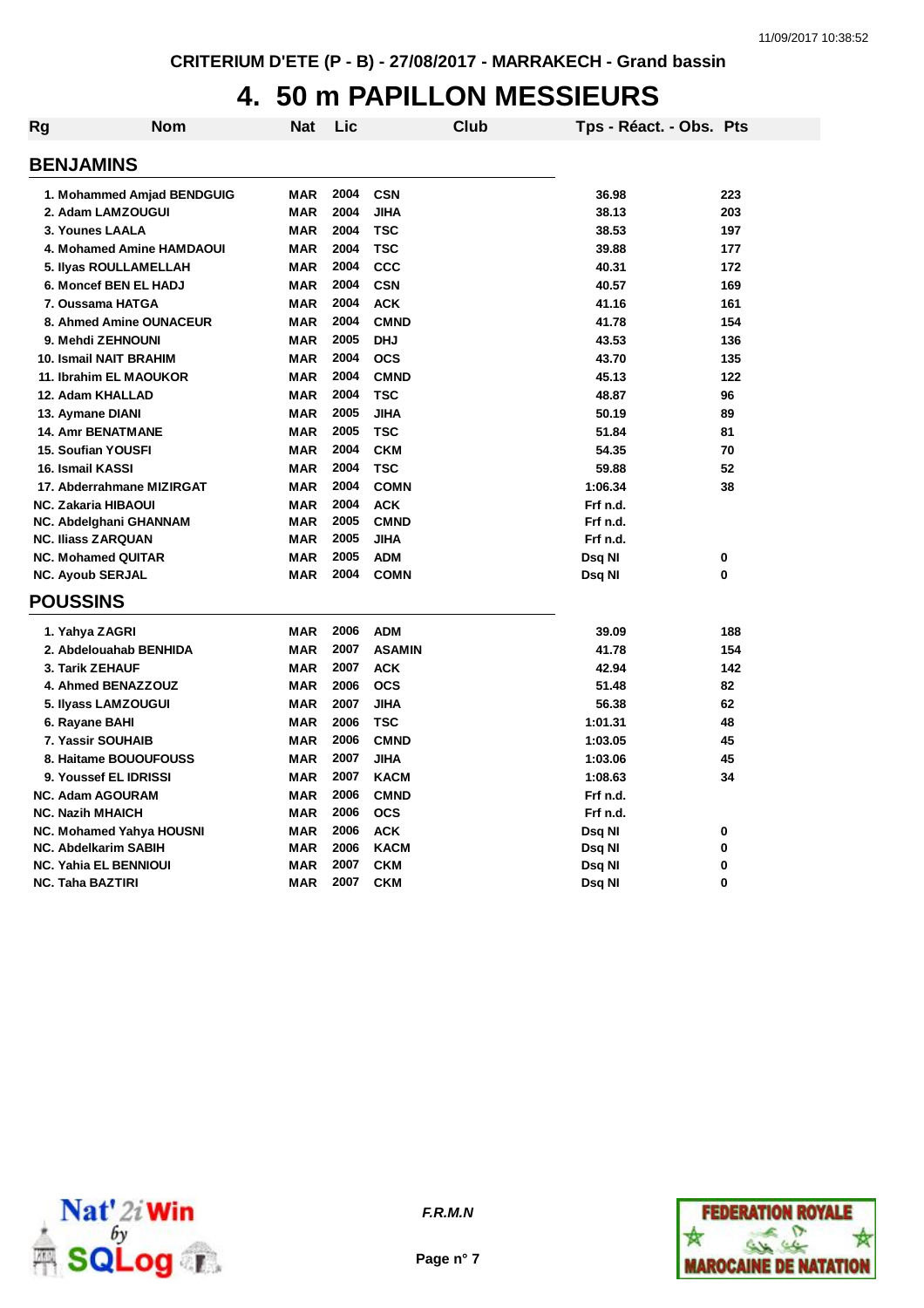CRITERIUM D'ETE (P - B) - 27/08/2017 - MARRAKECH - Grand bassin

# 4. 50 m PAPILLON MESSIEURS

| Rg | Nom | Nat | Lic | Club | Tps - Réact. - Obs. | Pts |
|---|---|---|---|---|---|---|

## BENJAMINS

| Rg | Nom | Nat | Lic | Club | Tps - Réact. - Obs. | Pts |
|---|---|---|---|---|---|---|
| 1. | Mohammed Amjad BENDGUIG | MAR | 2004 | CSN | 36.98 | 223 |
| 2. | Adam LAMZOUGUI | MAR | 2004 | JIHA | 38.13 | 203 |
| 3. | Younes LAALA | MAR | 2004 | TSC | 38.53 | 197 |
| 4. | Mohamed Amine HAMDAOUI | MAR | 2004 | TSC | 39.88 | 177 |
| 5. | Ilyas ROULLAMELLAH | MAR | 2004 | CCC | 40.31 | 172 |
| 6. | Moncef BEN EL HADJ | MAR | 2004 | CSN | 40.57 | 169 |
| 7. | Oussama HATGA | MAR | 2004 | ACK | 41.16 | 161 |
| 8. | Ahmed Amine OUNACEUR | MAR | 2004 | CMND | 41.78 | 154 |
| 9. | Mehdi ZEHNOUNI | MAR | 2005 | DHJ | 43.53 | 136 |
| 10. | Ismail NAIT BRAHIM | MAR | 2004 | OCS | 43.70 | 135 |
| 11. | Ibrahim EL MAOUKOR | MAR | 2004 | CMND | 45.13 | 122 |
| 12. | Adam KHALLAD | MAR | 2004 | TSC | 48.87 | 96 |
| 13. | Aymane DIANI | MAR | 2005 | JIHA | 50.19 | 89 |
| 14. | Amr BENATMANE | MAR | 2005 | TSC | 51.84 | 81 |
| 15. | Soufian YOUSFI | MAR | 2004 | CKM | 54.35 | 70 |
| 16. | Ismail KASSI | MAR | 2004 | TSC | 59.88 | 52 |
| 17. | Abderrahmane MIZIRGAT | MAR | 2004 | COMN | 1:06.34 | 38 |
| NC. | Zakaria HIBAOUI | MAR | 2004 | ACK | Frf n.d. | |
| NC. | Abdelghani GHANNAM | MAR | 2005 | CMND | Frf n.d. | |
| NC. | Iliass ZARQUAN | MAR | 2005 | JIHA | Frf n.d. | |
| NC. | Mohamed QUITAR | MAR | 2005 | ADM | Dsq NI | 0 |
| NC. | Ayoub SERJAL | MAR | 2004 | COMN | Dsq NI | 0 |

## POUSSINS

| Rg | Nom | Nat | Lic | Club | Tps - Réact. - Obs. | Pts |
|---|---|---|---|---|---|---|
| 1. | Yahya ZAGRI | MAR | 2006 | ADM | 39.09 | 188 |
| 2. | Abdelouahab BENHIDA | MAR | 2007 | ASAMIN | 41.78 | 154 |
| 3. | Tarik ZEHAUF | MAR | 2007 | ACK | 42.94 | 142 |
| 4. | Ahmed BENAZZOUZ | MAR | 2006 | OCS | 51.48 | 82 |
| 5. | Ilyass LAMZOUGUI | MAR | 2007 | JIHA | 56.38 | 62 |
| 6. | Rayane BAHI | MAR | 2006 | TSC | 1:01.31 | 48 |
| 7. | Yassir SOUHAIB | MAR | 2006 | CMND | 1:03.05 | 45 |
| 8. | Haitame BOUOUFOUSS | MAR | 2007 | JIHA | 1:03.06 | 45 |
| 9. | Youssef EL IDRISSI | MAR | 2007 | KACM | 1:08.63 | 34 |
| NC. | Adam AGOURAM | MAR | 2006 | CMND | Frf n.d. | |
| NC. | Nazih MHAICH | MAR | 2006 | OCS | Frf n.d. | |
| NC. | Mohamed Yahya HOUSNI | MAR | 2006 | ACK | Dsq NI | 0 |
| NC. | Abdelkarim SABIH | MAR | 2006 | KACM | Dsq NI | 0 |
| NC. | Yahia EL BENNIOUI | MAR | 2007 | CKM | Dsq NI | 0 |
| NC. | Taha BAZTIRI | MAR | 2007 | CKM | Dsq NI | 0 |

F.R.M.N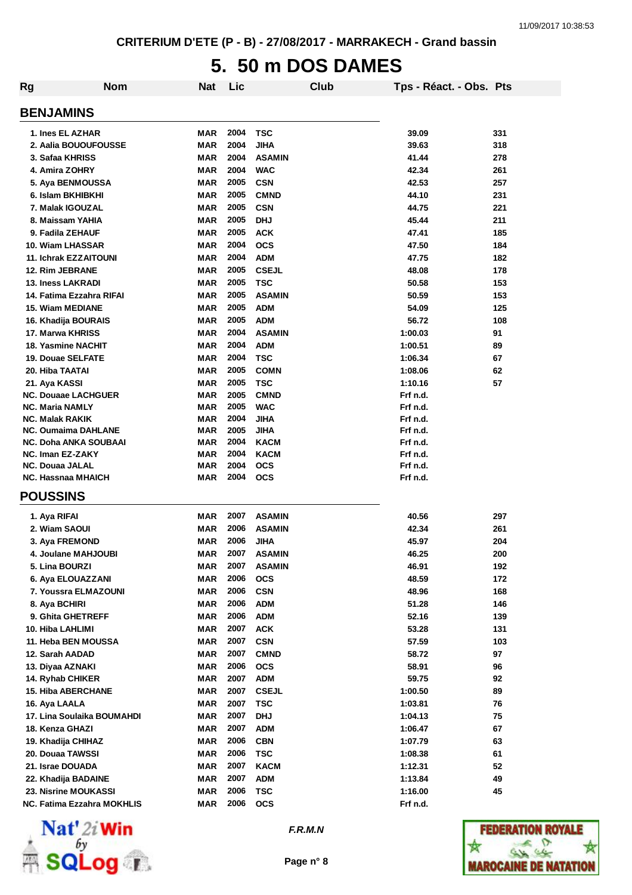CRITERIUM D'ETE (P - B) - 27/08/2017 - MARRAKECH - Grand bassin

# 5. 50 m DOS DAMES

| Rg | Nom | Nat | Lic | Club | Tps - Réact. - Obs. | Pts |
|---|---|---|---|---|---|---|

## BENJAMINS

| Rg | Nom | Nat | Lic | Club | Tps - Réact. - Obs. | Pts |
|---|---|---|---|---|---|---|
| 1. | Ines EL AZHAR | MAR | 2004 | TSC | 39.09 | 331 |
| 2. | Aalia BOUOUFOUSSE | MAR | 2004 | JIHA | 39.63 | 318 |
| 3. | Safaa KHRISS | MAR | 2004 | ASAMIN | 41.44 | 278 |
| 4. | Amira ZOHRY | MAR | 2004 | WAC | 42.34 | 261 |
| 5. | Aya BENMOUSSA | MAR | 2005 | CSN | 42.53 | 257 |
| 6. | Islam BKHIBKHI | MAR | 2005 | CMND | 44.10 | 231 |
| 7. | Malak IGOUZAL | MAR | 2005 | CSN | 44.75 | 221 |
| 8. | Maissam YAHIA | MAR | 2005 | DHJ | 45.44 | 211 |
| 9. | Fadila ZEHAUF | MAR | 2005 | ACK | 47.41 | 185 |
| 10. | Wiam LHASSAR | MAR | 2004 | OCS | 47.50 | 184 |
| 11. | Ichrak EZZAITOUNI | MAR | 2004 | ADM | 47.75 | 182 |
| 12. | Rim JEBRANE | MAR | 2005 | CSEJL | 48.08 | 178 |
| 13. | Iness LAKRADI | MAR | 2005 | TSC | 50.58 | 153 |
| 14. | Fatima Ezzahra RIFAI | MAR | 2005 | ASAMIN | 50.59 | 153 |
| 15. | Wiam MEDIANE | MAR | 2005 | ADM | 54.09 | 125 |
| 16. | Khadija BOURAIS | MAR | 2005 | ADM | 56.72 | 108 |
| 17. | Marwa KHRISS | MAR | 2004 | ASAMIN | 1:00.03 | 91 |
| 18. | Yasmine NACHIT | MAR | 2004 | ADM | 1:00.51 | 89 |
| 19. | Douae SELFATE | MAR | 2004 | TSC | 1:06.34 | 67 |
| 20. | Hiba TAATAI | MAR | 2005 | COMN | 1:08.06 | 62 |
| 21. | Aya KASSI | MAR | 2005 | TSC | 1:10.16 | 57 |
| NC. | Douaae LACHGUER | MAR | 2005 | CMND | Frf n.d. | |
| NC. | Maria NAMLY | MAR | 2005 | WAC | Frf n.d. | |
| NC. | Malak RAKIK | MAR | 2004 | JIHA | Frf n.d. | |
| NC. | Oumaima DAHLANE | MAR | 2005 | JIHA | Frf n.d. | |
| NC. | Doha ANKA SOUBAAI | MAR | 2004 | KACM | Frf n.d. | |
| NC. | Iman EZ-ZAKY | MAR | 2004 | KACM | Frf n.d. | |
| NC. | Douaa JALAL | MAR | 2004 | OCS | Frf n.d. | |
| NC. | Hassnaa MHAICH | MAR | 2004 | OCS | Frf n.d. | |

## POUSSINS

| Rg | Nom | Nat | Lic | Club | Tps - Réact. - Obs. | Pts |
|---|---|---|---|---|---|---|
| 1. | Aya RIFAI | MAR | 2007 | ASAMIN | 40.56 | 297 |
| 2. | Wiam SAOUI | MAR | 2006 | ASAMIN | 42.34 | 261 |
| 3. | Aya FREMOND | MAR | 2006 | JIHA | 45.97 | 204 |
| 4. | Joulane MAHJOUBI | MAR | 2007 | ASAMIN | 46.25 | 200 |
| 5. | Lina BOURZI | MAR | 2007 | ASAMIN | 46.91 | 192 |
| 6. | Aya ELOUAZZANI | MAR | 2006 | OCS | 48.59 | 172 |
| 7. | Youssra ELMAZOUNI | MAR | 2006 | CSN | 48.96 | 168 |
| 8. | Aya BCHIRI | MAR | 2006 | ADM | 51.28 | 146 |
| 9. | Ghita GHETREFF | MAR | 2006 | ADM | 52.16 | 139 |
| 10. | Hiba LAHLIMI | MAR | 2007 | ACK | 53.28 | 131 |
| 11. | Heba BEN MOUSSA | MAR | 2007 | CSN | 57.59 | 103 |
| 12. | Sarah AADAD | MAR | 2007 | CMND | 58.72 | 97 |
| 13. | Diyaa AZNAKI | MAR | 2006 | OCS | 58.91 | 96 |
| 14. | Ryhab CHIKER | MAR | 2007 | ADM | 59.75 | 92 |
| 15. | Hiba ABERCHANE | MAR | 2007 | CSEJL | 1:00.50 | 89 |
| 16. | Aya LAALA | MAR | 2007 | TSC | 1:03.81 | 76 |
| 17. | Lina Soulaika BOUMAHDI | MAR | 2007 | DHJ | 1:04.13 | 75 |
| 18. | Kenza GHAZI | MAR | 2007 | ADM | 1:06.47 | 67 |
| 19. | Khadija CHIHAZ | MAR | 2006 | CBN | 1:07.79 | 63 |
| 20. | Douaa TAWSSI | MAR | 2006 | TSC | 1:08.38 | 61 |
| 21. | Israe DOUADA | MAR | 2007 | KACM | 1:12.31 | 52 |
| 22. | Khadija BADAINE | MAR | 2007 | ADM | 1:13.84 | 49 |
| 23. | Nisrine MOUKASSI | MAR | 2006 | TSC | 1:16.00 | 45 |
| NC. | Fatima Ezzahra MOKHLIS | MAR | 2006 | OCS | Frf n.d. | |

*F.R.M.N*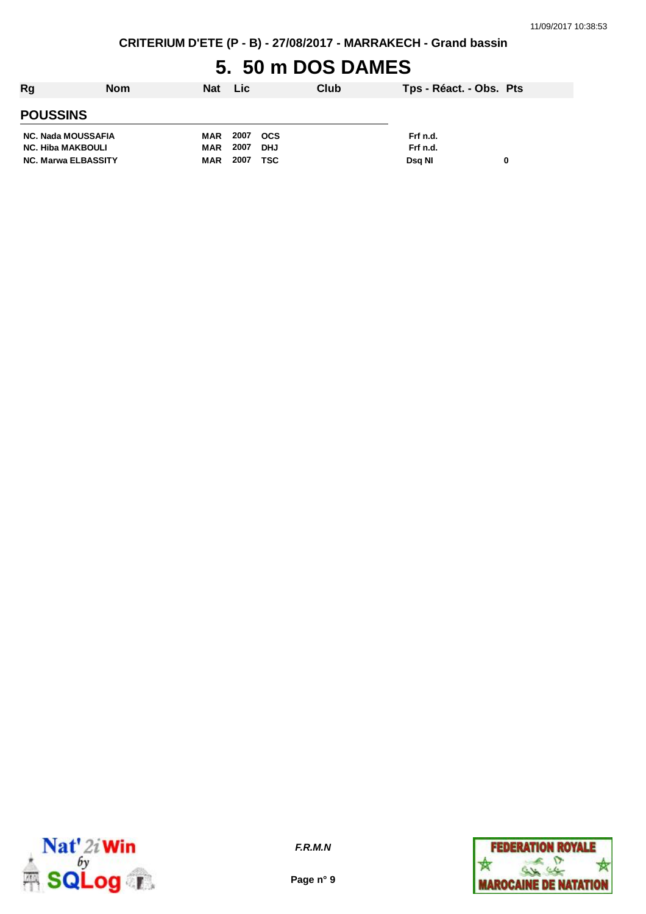CRITERIUM D'ETE (P - B) - 27/08/2017 - MARRAKECH - Grand bassin

# 5. 50 m DOS DAMES

| Rg | Nom | Nat | Lic | Club | Tps - Réact. - Obs. | Pts |
|---|---|---|---|---|---|---|
| **POUSSINS** | | | | | | |
| NC. | Nada MOUSSAFIA | MAR | 2007 | OCS | Frf n.d. | |
| NC. | Hiba MAKBOULI | MAR | 2007 | DHJ | Frf n.d. | |
| NC. | Marwa ELBASSITY | MAR | 2007 | TSC | Dsq NI | 0 |

*F.R.M.N*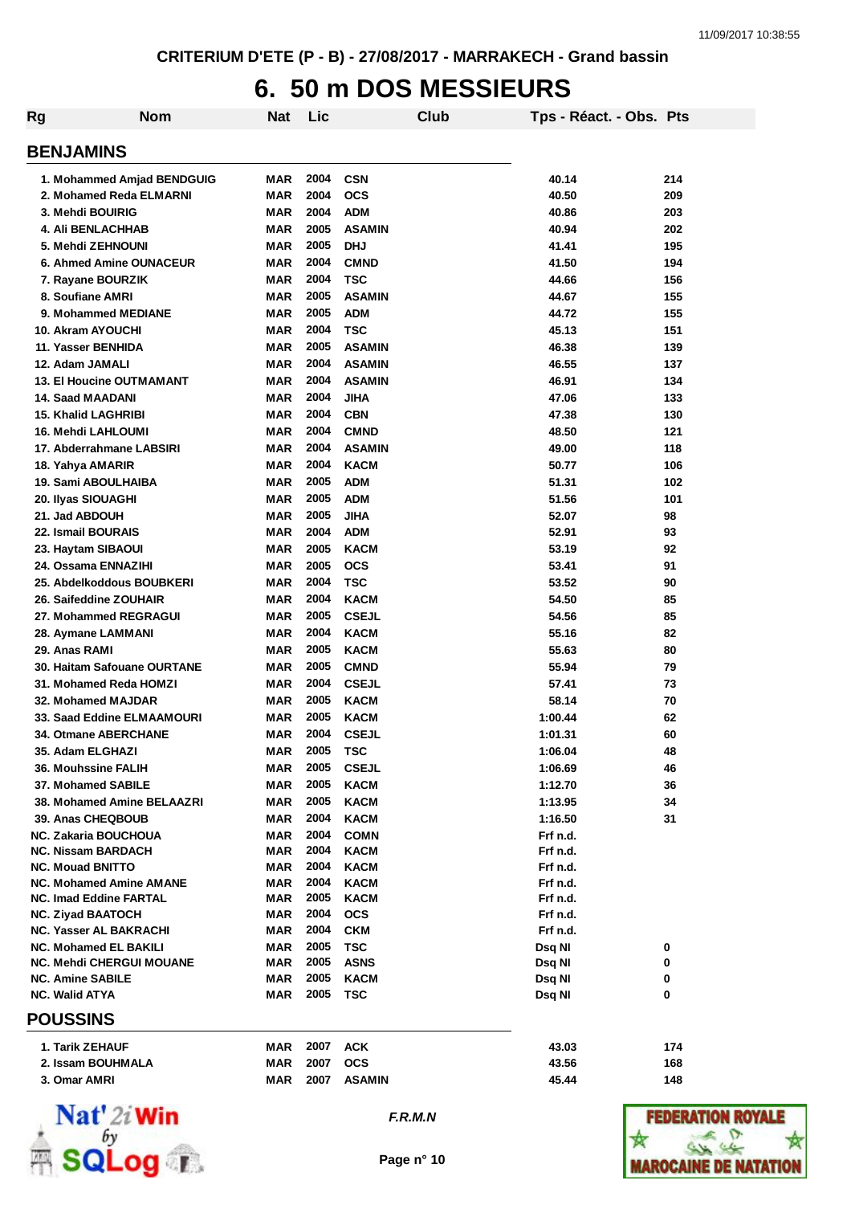CRITERIUM D'ETE (P - B) - 27/08/2017 - MARRAKECH - Grand bassin

# 6. 50 m DOS MESSIEURS

| Rg | Nom | Nat | Lic | Club | Tps - Réact. - Obs. | Pts |
|---|---|---|---|---|---|---|

## BENJAMINS

| Rg | Nom | Nat | Lic | Club | Tps - Réact. - Obs. | Pts |
|---|---|---|---|---|---|---|
| 1. | Mohammed Amjad BENDGUIG | MAR | 2004 | CSN | 40.14 | 214 |
| 2. | Mohamed Reda ELMARNI | MAR | 2004 | OCS | 40.50 | 209 |
| 3. | Mehdi BOUIRIG | MAR | 2004 | ADM | 40.86 | 203 |
| 4. | Ali BENLACHHAB | MAR | 2005 | ASAMIN | 40.94 | 202 |
| 5. | Mehdi ZEHNOUNI | MAR | 2005 | DHJ | 41.41 | 195 |
| 6. | Ahmed Amine OUNACEUR | MAR | 2004 | CMND | 41.50 | 194 |
| 7. | Rayane BOURZIK | MAR | 2004 | TSC | 44.66 | 156 |
| 8. | Soufiane AMRI | MAR | 2005 | ASAMIN | 44.67 | 155 |
| 9. | Mohammed MEDIANE | MAR | 2005 | ADM | 44.72 | 155 |
| 10. | Akram AYOUCHI | MAR | 2004 | TSC | 45.13 | 151 |
| 11. | Yasser BENHIDA | MAR | 2005 | ASAMIN | 46.38 | 139 |
| 12. | Adam JAMALI | MAR | 2004 | ASAMIN | 46.55 | 137 |
| 13. | El Houcine OUTMAMANT | MAR | 2004 | ASAMIN | 46.91 | 134 |
| 14. | Saad MAADANI | MAR | 2004 | JIHA | 47.06 | 133 |
| 15. | Khalid LAGHRIBI | MAR | 2004 | CBN | 47.38 | 130 |
| 16. | Mehdi LAHLOUMI | MAR | 2004 | CMND | 48.50 | 121 |
| 17. | Abderrahmane LABSIRI | MAR | 2004 | ASAMIN | 49.00 | 118 |
| 18. | Yahya AMARIR | MAR | 2004 | KACM | 50.77 | 106 |
| 19. | Sami ABOULHAIBA | MAR | 2005 | ADM | 51.31 | 102 |
| 20. | Ilyas SIOUAGHI | MAR | 2005 | ADM | 51.56 | 101 |
| 21. | Jad ABDOUH | MAR | 2005 | JIHA | 52.07 | 98 |
| 22. | Ismail BOURAIS | MAR | 2004 | ADM | 52.91 | 93 |
| 23. | Haytam SIBAOUI | MAR | 2005 | KACM | 53.19 | 92 |
| 24. | Ossama ENNAZIHI | MAR | 2005 | OCS | 53.41 | 91 |
| 25. | Abdelkoddous BOUBKERI | MAR | 2004 | TSC | 53.52 | 90 |
| 26. | Saifeddine ZOUHAIR | MAR | 2004 | KACM | 54.50 | 85 |
| 27. | Mohammed REGRAGUI | MAR | 2005 | CSEJL | 54.56 | 85 |
| 28. | Aymane LAMMANI | MAR | 2004 | KACM | 55.16 | 82 |
| 29. | Anas RAMI | MAR | 2005 | KACM | 55.63 | 80 |
| 30. | Haitam Safouane OURTANE | MAR | 2005 | CMND | 55.94 | 79 |
| 31. | Mohamed Reda HOMZI | MAR | 2004 | CSEJL | 57.41 | 73 |
| 32. | Mohamed MAJDAR | MAR | 2005 | KACM | 58.14 | 70 |
| 33. | Saad Eddine ELMAAMOURI | MAR | 2005 | KACM | 1:00.44 | 62 |
| 34. | Otmane ABERCHANE | MAR | 2004 | CSEJL | 1:01.31 | 60 |
| 35. | Adam ELGHAZI | MAR | 2005 | TSC | 1:06.04 | 48 |
| 36. | Mouhssine FALIH | MAR | 2005 | CSEJL | 1:06.69 | 46 |
| 37. | Mohamed SABILE | MAR | 2005 | KACM | 1:12.70 | 36 |
| 38. | Mohamed Amine BELAAZRI | MAR | 2005 | KACM | 1:13.95 | 34 |
| 39. | Anas CHEQBOUB | MAR | 2004 | KACM | 1:16.50 | 31 |
| NC. | Zakaria BOUCHOUA | MAR | 2004 | COMN | Frf n.d. | |
| NC. | Nissam BARDACH | MAR | 2004 | KACM | Frf n.d. | |
| NC. | Mouad BNITTO | MAR | 2004 | KACM | Frf n.d. | |
| NC. | Mohamed Amine AMANE | MAR | 2004 | KACM | Frf n.d. | |
| NC. | Imad Eddine FARTAL | MAR | 2005 | KACM | Frf n.d. | |
| NC. | Ziyad BAATOCH | MAR | 2004 | OCS | Frf n.d. | |
| NC. | Yasser AL BAKRACHI | MAR | 2004 | CKM | Frf n.d. | |
| NC. | Mohamed EL BAKILI | MAR | 2005 | TSC | Dsq NI | 0 |
| NC. | Mehdi CHERGUI MOUANE | MAR | 2005 | ASNS | Dsq NI | 0 |
| NC. | Amine SABILE | MAR | 2005 | KACM | Dsq NI | 0 |
| NC. | Walid ATYA | MAR | 2005 | TSC | Dsq NI | 0 |

## POUSSINS

| Rg | Nom | Nat | Lic | Club | Tps - Réact. - Obs. | Pts |
|---|---|---|---|---|---|---|
| 1. | Tarik ZEHAUF | MAR | 2007 | ACK | 43.03 | 174 |
| 2. | Issam BOUHMALA | MAR | 2007 | OCS | 43.56 | 168 |
| 3. | Omar AMRI | MAR | 2007 | ASAMIN | 45.44 | 148 |

F.R.M.N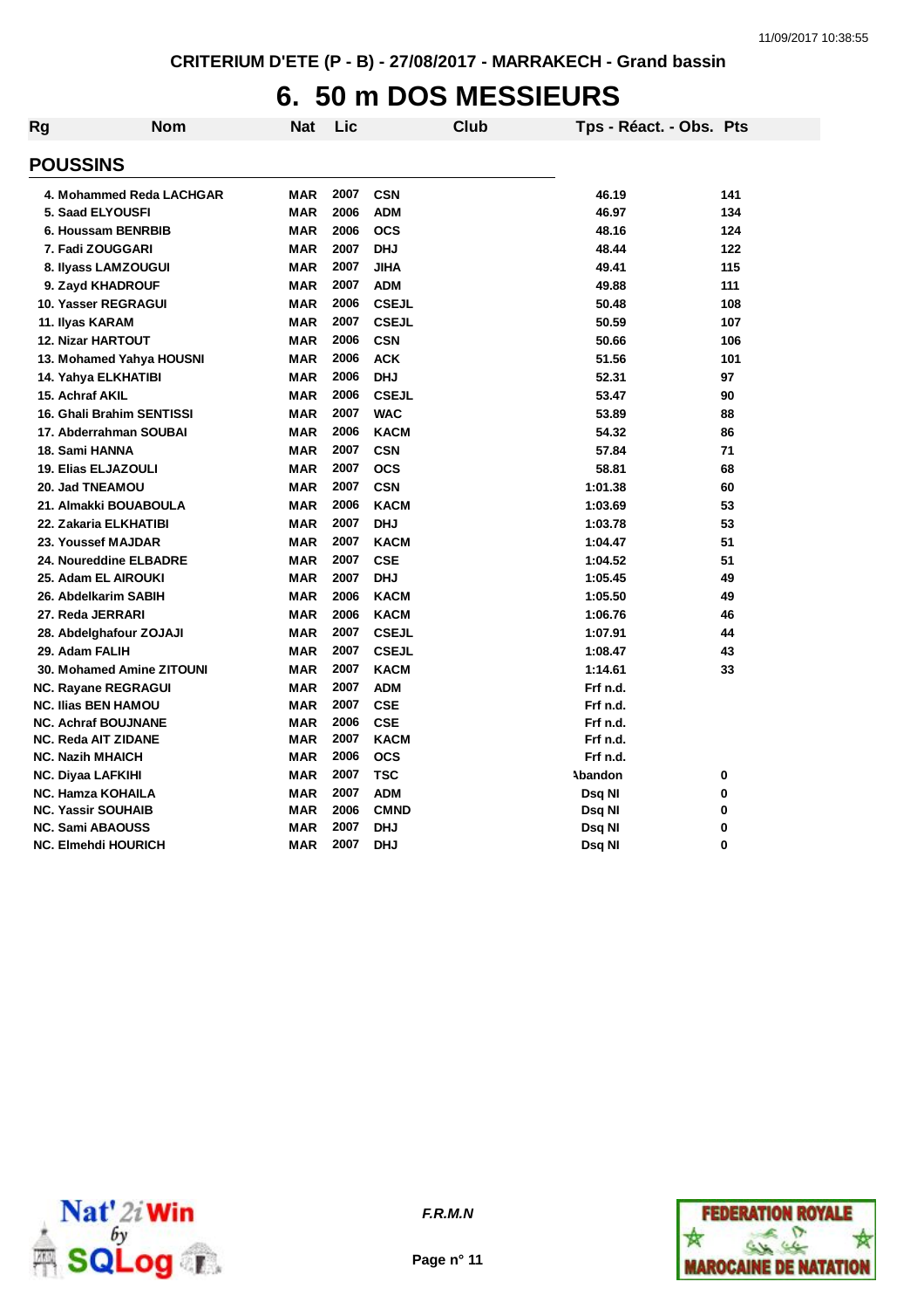CRITERIUM D'ETE (P - B) - 27/08/2017 - MARRAKECH - Grand bassin

# 6. 50 m DOS MESSIEURS

## POUSSINS

| Rg | Nom | Nat | Lic | Club | Tps - Réact. - Obs. | Pts |
|---|---|---|---|---|---|---|
| 4. | Mohammed Reda LACHGAR | MAR | 2007 | CSN | 46.19 | 141 |
| 5. | Saad ELYOUSFI | MAR | 2006 | ADM | 46.97 | 134 |
| 6. | Houssam BENRBIB | MAR | 2006 | OCS | 48.16 | 124 |
| 7. | Fadi ZOUGGARI | MAR | 2007 | DHJ | 48.44 | 122 |
| 8. | Ilyass LAMZOUGUI | MAR | 2007 | JIHA | 49.41 | 115 |
| 9. | Zayd KHADROUF | MAR | 2007 | ADM | 49.88 | 111 |
| 10. | Yasser REGRAGUI | MAR | 2006 | CSEJL | 50.48 | 108 |
| 11. | Ilyas KARAM | MAR | 2007 | CSEJL | 50.59 | 107 |
| 12. | Nizar HARTOUT | MAR | 2006 | CSN | 50.66 | 106 |
| 13. | Mohamed Yahya HOUSNI | MAR | 2006 | ACK | 51.56 | 101 |
| 14. | Yahya ELKHATIBI | MAR | 2006 | DHJ | 52.31 | 97 |
| 15. | Achraf AKIL | MAR | 2006 | CSEJL | 53.47 | 90 |
| 16. | Ghali Brahim SENTISSI | MAR | 2007 | WAC | 53.89 | 88 |
| 17. | Abderrahman SOUBAI | MAR | 2006 | KACM | 54.32 | 86 |
| 18. | Sami HANNA | MAR | 2007 | CSN | 57.84 | 71 |
| 19. | Elias ELJAZOULI | MAR | 2007 | OCS | 58.81 | 68 |
| 20. | Jad TNEAMOU | MAR | 2007 | CSN | 1:01.38 | 60 |
| 21. | Almakki BOUABOULA | MAR | 2006 | KACM | 1:03.69 | 53 |
| 22. | Zakaria ELKHATIBI | MAR | 2007 | DHJ | 1:03.78 | 53 |
| 23. | Youssef MAJDAR | MAR | 2007 | KACM | 1:04.47 | 51 |
| 24. | Noureddine ELBADRE | MAR | 2007 | CSE | 1:04.52 | 51 |
| 25. | Adam EL AIROUKI | MAR | 2007 | DHJ | 1:05.45 | 49 |
| 26. | Abdelkarim SABIH | MAR | 2006 | KACM | 1:05.50 | 49 |
| 27. | Reda JERRARI | MAR | 2006 | KACM | 1:06.76 | 46 |
| 28. | Abdelghafour ZOJAJI | MAR | 2007 | CSEJL | 1:07.91 | 44 |
| 29. | Adam FALIH | MAR | 2007 | CSEJL | 1:08.47 | 43 |
| 30. | Mohamed Amine ZITOUNI | MAR | 2007 | KACM | 1:14.61 | 33 |
| NC. | Rayane REGRAGUI | MAR | 2007 | ADM | Frf n.d. | |
| NC. | Ilias BEN HAMOU | MAR | 2007 | CSE | Frf n.d. | |
| NC. | Achraf BOUJNANE | MAR | 2006 | CSE | Frf n.d. | |
| NC. | Reda AIT ZIDANE | MAR | 2007 | KACM | Frf n.d. | |
| NC. | Nazih MHAICH | MAR | 2006 | OCS | Frf n.d. | |
| NC. | Diyaa LAFKIHI | MAR | 2007 | TSC | Abandon | 0 |
| NC. | Hamza KOHAILA | MAR | 2007 | ADM | Dsq NI | 0 |
| NC. | Yassir SOUHAIB | MAR | 2006 | CMND | Dsq NI | 0 |
| NC. | Sami ABAOUSS | MAR | 2007 | DHJ | Dsq NI | 0 |
| NC. | Elmehdi HOURICH | MAR | 2007 | DHJ | Dsq NI | 0 |

F.R.M.N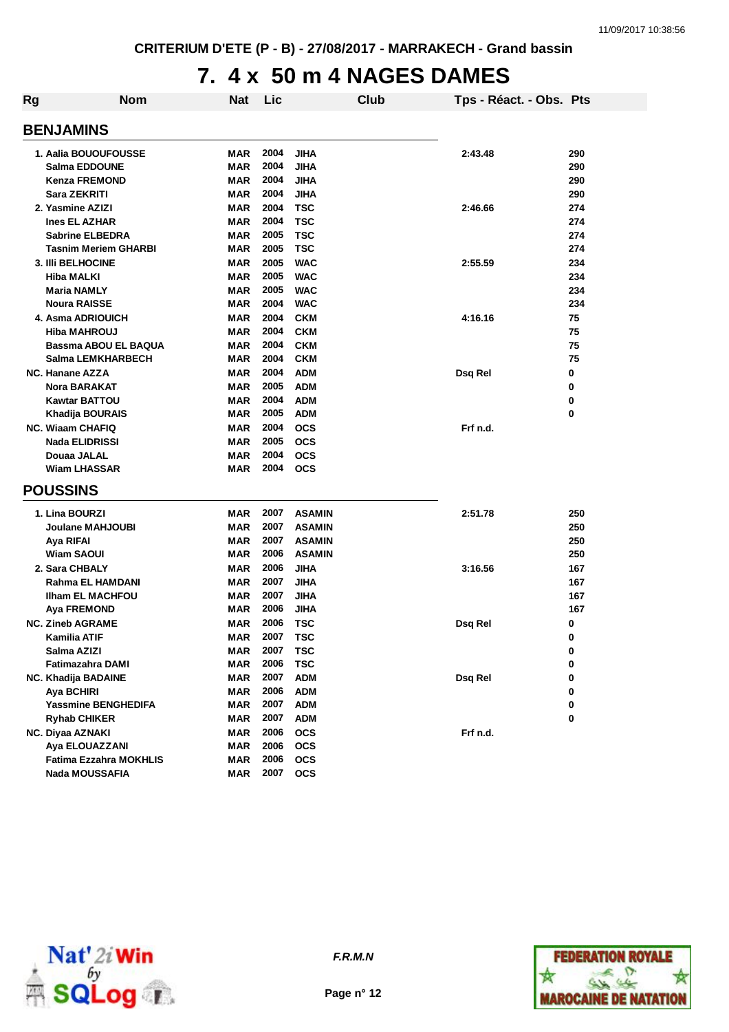CRITERIUM D'ETE (P - B) - 27/08/2017 - MARRAKECH - Grand bassin

# 7. 4 x 50 m 4 NAGES DAMES

| Rg | Nom | Nat | Lic | Club | Tps - Réact. - Obs. | Pts |
|---|---|---|---|---|---|---|
| **BENJAMINS** | | | | | | |
| 1. | Aalia BOUOUFOUSSE | MAR | 2004 | JIHA | 2:43.48 | 290 |
| | Salma EDDOUNE | MAR | 2004 | JIHA | | 290 |
| | Kenza FREMOND | MAR | 2004 | JIHA | | 290 |
| | Sara ZEKRITI | MAR | 2004 | JIHA | | 290 |
| 2. | Yasmine AZIZI | MAR | 2004 | TSC | 2:46.66 | 274 |
| | Ines EL AZHAR | MAR | 2004 | TSC | | 274 |
| | Sabrine ELBEDRA | MAR | 2005 | TSC | | 274 |
| | Tasnim Meriem GHARBI | MAR | 2005 | TSC | | 274 |
| 3. | Illi BELHOCINE | MAR | 2005 | WAC | 2:55.59 | 234 |
| | Hiba MALKI | MAR | 2005 | WAC | | 234 |
| | Maria NAMLY | MAR | 2005 | WAC | | 234 |
| | Noura RAISSE | MAR | 2004 | WAC | | 234 |
| 4. | Asma ADRIOUICH | MAR | 2004 | CKM | 4:16.16 | 75 |
| | Hiba MAHROUJ | MAR | 2004 | CKM | | 75 |
| | Bassma ABOU EL BAQUA | MAR | 2004 | CKM | | 75 |
| | Salma LEMKHARBECH | MAR | 2004 | CKM | | 75 |
| NC. | Hanane AZZA | MAR | 2004 | ADM | Dsq Rel | 0 |
| | Nora BARAKAT | MAR | 2005 | ADM | | 0 |
| | Kawtar BATTOU | MAR | 2004 | ADM | | 0 |
| | Khadija BOURAIS | MAR | 2005 | ADM | | 0 |
| NC. | Wiaam CHAFIQ | MAR | 2004 | OCS | Frf n.d. | |
| | Nada ELIDRISSI | MAR | 2005 | OCS | | |
| | Douaa JALAL | MAR | 2004 | OCS | | |
| | Wiam LHASSAR | MAR | 2004 | OCS | | |
| **POUSSINS** | | | | | | |
| 1. | Lina BOURZI | MAR | 2007 | ASAMIN | 2:51.78 | 250 |
| | Joulane MAHJOUBI | MAR | 2007 | ASAMIN | | 250 |
| | Aya RIFAI | MAR | 2007 | ASAMIN | | 250 |
| | Wiam SAOUI | MAR | 2006 | ASAMIN | | 250 |
| 2. | Sara CHBALY | MAR | 2006 | JIHA | 3:16.56 | 167 |
| | Rahma EL HAMDANI | MAR | 2007 | JIHA | | 167 |
| | Ilham EL MACHFOU | MAR | 2007 | JIHA | | 167 |
| | Aya FREMOND | MAR | 2006 | JIHA | | 167 |
| NC. | Zineb AGRAME | MAR | 2006 | TSC | Dsq Rel | 0 |
| | Kamilia ATIF | MAR | 2007 | TSC | | 0 |
| | Salma AZIZI | MAR | 2007 | TSC | | 0 |
| | Fatimazahra DAMI | MAR | 2006 | TSC | | 0 |
| NC. | Khadija BADAINE | MAR | 2007 | ADM | Dsq Rel | 0 |
| | Aya BCHIRI | MAR | 2006 | ADM | | 0 |
| | Yassmine BENGHEDIFA | MAR | 2007 | ADM | | 0 |
| | Ryhab CHIKER | MAR | 2007 | ADM | | 0 |
| NC. | Diyaa AZNAKI | MAR | 2006 | OCS | Frf n.d. | |
| | Aya ELOUAZZANI | MAR | 2006 | OCS | | |
| | Fatima Ezzahra MOKHLIS | MAR | 2006 | OCS | | |
| | Nada MOUSSAFIA | MAR | 2007 | OCS | | |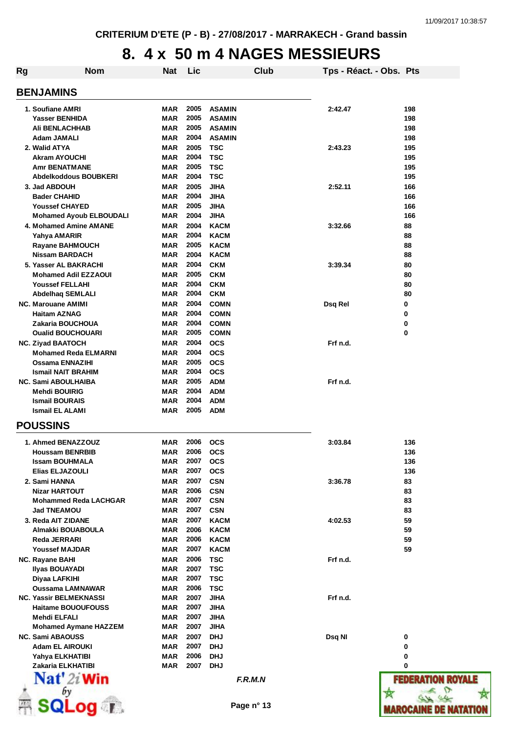CRITERIUM D'ETE (P - B) - 27/08/2017 - MARRAKECH - Grand bassin

# 8. 4 x 50 m 4 NAGES MESSIEURS

| Rg | Nom | Nat | Lic | Club | Tps - Réact. - Obs. | Pts |
|---|---|---|---|---|---|---|
| **BENJAMINS** | | | | | | |
| 1. | Soufiane AMRI | MAR | 2005 | ASAMIN | 2:42.47 | 198 |
| | Yasser BENHIDA | MAR | 2005 | ASAMIN | | 198 |
| | Ali BENLACHHAB | MAR | 2005 | ASAMIN | | 198 |
| | Adam JAMALI | MAR | 2004 | ASAMIN | | 198 |
| 2. | Walid ATYA | MAR | 2005 | TSC | 2:43.23 | 195 |
| | Akram AYOUCHI | MAR | 2004 | TSC | | 195 |
| | Amr BENATMANE | MAR | 2005 | TSC | | 195 |
| | Abdelkoddous BOUBKERI | MAR | 2004 | TSC | | 195 |
| 3. | Jad ABDOUH | MAR | 2005 | JIHA | 2:52.11 | 166 |
| | Bader CHAHID | MAR | 2004 | JIHA | | 166 |
| | Youssef CHAYED | MAR | 2005 | JIHA | | 166 |
| | Mohamed Ayoub ELBOUDALI | MAR | 2004 | JIHA | | 166 |
| 4. | Mohamed Amine AMANE | MAR | 2004 | KACM | 3:32.66 | 88 |
| | Yahya AMARIR | MAR | 2004 | KACM | | 88 |
| | Rayane BAHMOUCH | MAR | 2005 | KACM | | 88 |
| | Nissam BARDACH | MAR | 2004 | KACM | | 88 |
| 5. | Yasser AL BAKRACHI | MAR | 2004 | CKM | 3:39.34 | 80 |
| | Mohamed Adil EZZAOUI | MAR | 2005 | CKM | | 80 |
| | Youssef FELLAHI | MAR | 2004 | CKM | | 80 |
| | Abdelhaq SEMLALI | MAR | 2004 | CKM | | 80 |
| NC. | Marouane AMIMI | MAR | 2004 | COMN | Dsq Rel | 0 |
| | Haitam AZNAG | MAR | 2004 | COMN | | 0 |
| | Zakaria BOUCHOUA | MAR | 2004 | COMN | | 0 |
| | Oualid BOUCHOUARI | MAR | 2005 | COMN | | 0 |
| NC. | Ziyad BAATOCH | MAR | 2004 | OCS | Frf n.d. | |
| | Mohamed Reda ELMARNI | MAR | 2004 | OCS | | |
| | Ossama ENNAZIHI | MAR | 2005 | OCS | | |
| | Ismail NAIT BRAHIM | MAR | 2004 | OCS | | |
| NC. | Sami ABOULHAIBA | MAR | 2005 | ADM | Frf n.d. | |
| | Mehdi BOUIRIG | MAR | 2004 | ADM | | |
| | Ismail BOURAIS | MAR | 2004 | ADM | | |
| | Ismail EL ALAMI | MAR | 2005 | ADM | | |
| **POUSSINS** | | | | | | |
| 1. | Ahmed BENAZZOUZ | MAR | 2006 | OCS | 3:03.84 | 136 |
| | Houssam BENRBIB | MAR | 2006 | OCS | | 136 |
| | Issam BOUHMALA | MAR | 2007 | OCS | | 136 |
| | Elias ELJAZOULI | MAR | 2007 | OCS | | 136 |
| 2. | Sami HANNA | MAR | 2007 | CSN | 3:36.78 | 83 |
| | Nizar HARTOUT | MAR | 2006 | CSN | | 83 |
| | Mohammed Reda LACHGAR | MAR | 2007 | CSN | | 83 |
| | Jad TNEAMOU | MAR | 2007 | CSN | | 83 |
| 3. | Reda AIT ZIDANE | MAR | 2007 | KACM | 4:02.53 | 59 |
| | Almakki BOUABOULA | MAR | 2006 | KACM | | 59 |
| | Reda JERRARI | MAR | 2006 | KACM | | 59 |
| | Youssef MAJDAR | MAR | 2007 | KACM | | 59 |
| NC. | Rayane BAHI | MAR | 2006 | TSC | Frf n.d. | |
| | Ilyas BOUAYADI | MAR | 2007 | TSC | | |
| | Diyaa LAFKIHI | MAR | 2007 | TSC | | |
| | Oussama LAMNAWAR | MAR | 2006 | TSC | | |
| NC. | Yassir BELMEKNASSI | MAR | 2007 | JIHA | Frf n.d. | |
| | Haitame BOUOUFOUSS | MAR | 2007 | JIHA | | |
| | Mehdi ELFALI | MAR | 2007 | JIHA | | |
| | Mohamed Aymane HAZZEM | MAR | 2007 | JIHA | | |
| NC. | Sami ABAOUSS | MAR | 2007 | DHJ | Dsq NI | 0 |
| | Adam EL AIROUKI | MAR | 2007 | DHJ | | 0 |
| | Yahya ELKHATIBI | MAR | 2006 | DHJ | | 0 |
| | Zakaria ELKHATIBI | MAR | 2007 | DHJ | | 0 |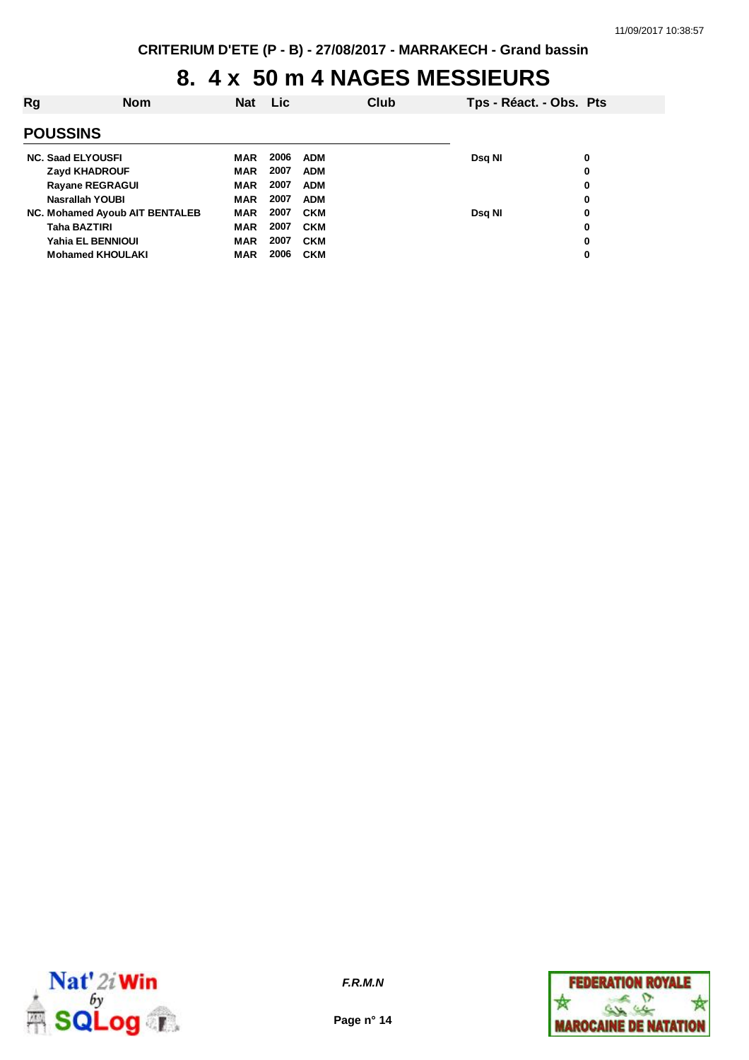CRITERIUM D'ETE (P - B) - 27/08/2017 - MARRAKECH - Grand bassin

# 8. 4 x 50 m 4 NAGES MESSIEURS

| Rg | Nom | Nat | Lic | Club | Tps - Réact. - Obs. | Pts |
|---|---|---|---|---|---|---|
| **POUSSINS** | | | | | | |
| NC. | Saad ELYOUSFI | MAR | 2006 | ADM | Dsq NI | 0 |
| | Zayd KHADROUF | MAR | 2007 | ADM | | 0 |
| | Rayane REGRAGUI | MAR | 2007 | ADM | | 0 |
| | Nasrallah YOUBI | MAR | 2007 | ADM | | 0 |
| NC. | Mohamed Ayoub AIT BENTALEB | MAR | 2007 | CKM | Dsq NI | 0 |
| | Taha BAZTIRI | MAR | 2007 | CKM | | 0 |
| | Yahia EL BENNIOUI | MAR | 2007 | CKM | | 0 |
| | Mohamed KHOULAKI | MAR | 2006 | CKM | | 0 |

*F.R.M.N*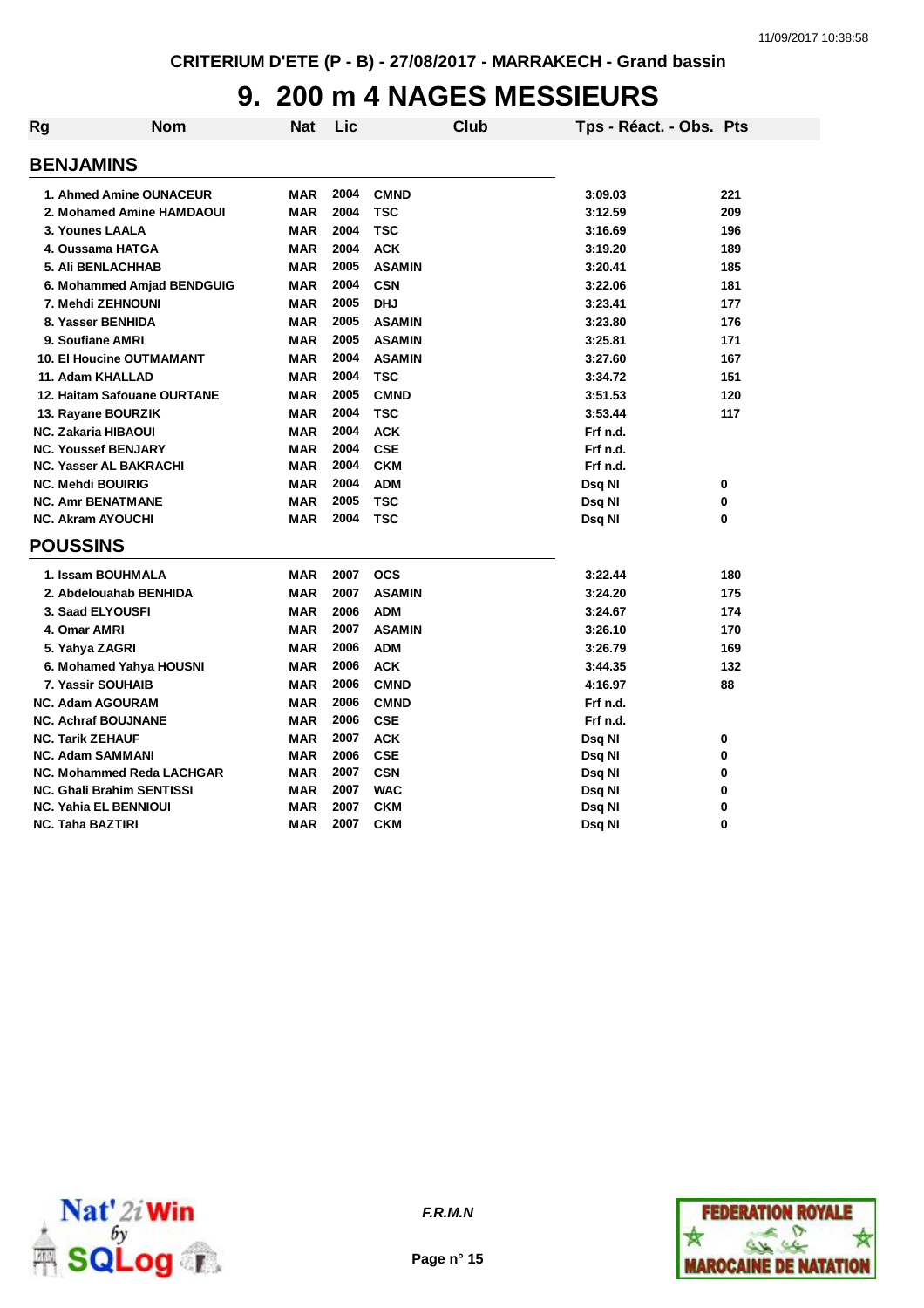# 9. 200 m 4 NAGES MESSIEURS

| Rg | Nom | Nat | Lic | Club | Tps - Réact. - Obs. | Pts |
|---|---|---|---|---|---|---|
| **BENJAMINS** | | | | | | |
| 1. | Ahmed Amine OUNACEUR | MAR | 2004 | CMND | 3:09.03 | 221 |
| 2. | Mohamed Amine HAMDAOUI | MAR | 2004 | TSC | 3:12.59 | 209 |
| 3. | Younes LAALA | MAR | 2004 | TSC | 3:16.69 | 196 |
| 4. | Oussama HATGA | MAR | 2004 | ACK | 3:19.20 | 189 |
| 5. | Ali BENLACHHAB | MAR | 2005 | ASAMIN | 3:20.41 | 185 |
| 6. | Mohammed Amjad BENDGUIG | MAR | 2004 | CSN | 3:22.06 | 181 |
| 7. | Mehdi ZEHNOUNI | MAR | 2005 | DHJ | 3:23.41 | 177 |
| 8. | Yasser BENHIDA | MAR | 2005 | ASAMIN | 3:23.80 | 176 |
| 9. | Soufiane AMRI | MAR | 2005 | ASAMIN | 3:25.81 | 171 |
| 10. | El Houcine OUTMAMANT | MAR | 2004 | ASAMIN | 3:27.60 | 167 |
| 11. | Adam KHALLAD | MAR | 2004 | TSC | 3:34.72 | 151 |
| 12. | Haitam Safouane OURTANE | MAR | 2005 | CMND | 3:51.53 | 120 |
| 13. | Rayane BOURZIK | MAR | 2004 | TSC | 3:53.44 | 117 |
| NC. | Zakaria HIBAOUI | MAR | 2004 | ACK | Frf n.d. | |
| NC. | Youssef BENJARY | MAR | 2004 | CSE | Frf n.d. | |
| NC. | Yasser AL BAKRACHI | MAR | 2004 | CKM | Frf n.d. | |
| NC. | Mehdi BOUIRIG | MAR | 2004 | ADM | Dsq NI | 0 |
| NC. | Amr BENATMANE | MAR | 2005 | TSC | Dsq NI | 0 |
| NC. | Akram AYOUCHI | MAR | 2004 | TSC | Dsq NI | 0 |
| **POUSSINS** | | | | | | |
| 1. | Issam BOUHMALA | MAR | 2007 | OCS | 3:22.44 | 180 |
| 2. | Abdelouahab BENHIDA | MAR | 2007 | ASAMIN | 3:24.20 | 175 |
| 3. | Saad ELYOUSFI | MAR | 2006 | ADM | 3:24.67 | 174 |
| 4. | Omar AMRI | MAR | 2007 | ASAMIN | 3:26.10 | 170 |
| 5. | Yahya ZAGRI | MAR | 2006 | ADM | 3:26.79 | 169 |
| 6. | Mohamed Yahya HOUSNI | MAR | 2006 | ACK | 3:44.35 | 132 |
| 7. | Yassir SOUHAIB | MAR | 2006 | CMND | 4:16.97 | 88 |
| NC. | Adam AGOURAM | MAR | 2006 | CMND | Frf n.d. | |
| NC. | Achraf BOUJNANE | MAR | 2006 | CSE | Frf n.d. | |
| NC. | Tarik ZEHAUF | MAR | 2007 | ACK | Dsq NI | 0 |
| NC. | Adam SAMMANI | MAR | 2006 | CSE | Dsq NI | 0 |
| NC. | Mohammed Reda LACHGAR | MAR | 2007 | CSN | Dsq NI | 0 |
| NC. | Ghali Brahim SENTISSI | MAR | 2007 | WAC | Dsq NI | 0 |
| NC. | Yahia EL BENNIOUI | MAR | 2007 | CKM | Dsq NI | 0 |
| NC. | Taha BAZTIRI | MAR | 2007 | CKM | Dsq NI | 0 |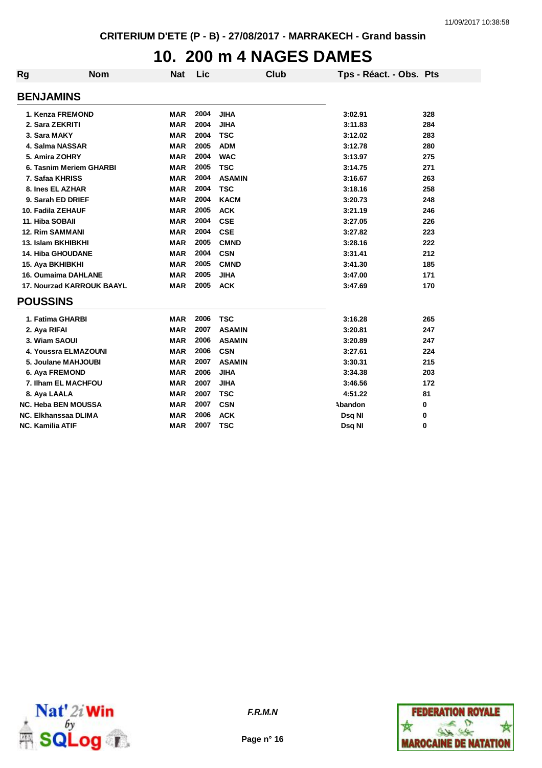# 10. 200 m 4 NAGES DAMES

| Rg | Nom | Nat | Lic | Club | Tps - Réact. - Obs. | Pts |
|---|---|---|---|---|---|---|
| **BENJAMINS** | | | | | | |
| 1. | Kenza FREMOND | MAR | 2004 | JIHA | 3:02.91 | 328 |
| 2. | Sara ZEKRITI | MAR | 2004 | JIHA | 3:11.83 | 284 |
| 3. | Sara MAKY | MAR | 2004 | TSC | 3:12.02 | 283 |
| 4. | Salma NASSAR | MAR | 2005 | ADM | 3:12.78 | 280 |
| 5. | Amira ZOHRY | MAR | 2004 | WAC | 3:13.97 | 275 |
| 6. | Tasnim Meriem GHARBI | MAR | 2005 | TSC | 3:14.75 | 271 |
| 7. | Safaa KHRISS | MAR | 2004 | ASAMIN | 3:16.67 | 263 |
| 8. | Ines EL AZHAR | MAR | 2004 | TSC | 3:18.16 | 258 |
| 9. | Sarah ED DRIEF | MAR | 2004 | KACM | 3:20.73 | 248 |
| 10. | Fadila ZEHAUF | MAR | 2005 | ACK | 3:21.19 | 246 |
| 11. | Hiba SOBAII | MAR | 2004 | CSE | 3:27.05 | 226 |
| 12. | Rim SAMMANI | MAR | 2004 | CSE | 3:27.82 | 223 |
| 13. | Islam BKHIBKHI | MAR | 2005 | CMND | 3:28.16 | 222 |
| 14. | Hiba GHOUDANE | MAR | 2004 | CSN | 3:31.41 | 212 |
| 15. | Aya BKHIBKHI | MAR | 2005 | CMND | 3:41.30 | 185 |
| 16. | Oumaima DAHLANE | MAR | 2005 | JIHA | 3:47.00 | 171 |
| 17. | Nourzad KARROUK BAAYL | MAR | 2005 | ACK | 3:47.69 | 170 |
| **POUSSINS** | | | | | | |
| 1. | Fatima GHARBI | MAR | 2006 | TSC | 3:16.28 | 265 |
| 2. | Aya RIFAI | MAR | 2007 | ASAMIN | 3:20.81 | 247 |
| 3. | Wiam SAOUI | MAR | 2006 | ASAMIN | 3:20.89 | 247 |
| 4. | Youssra ELMAZOUNI | MAR | 2006 | CSN | 3:27.61 | 224 |
| 5. | Joulane MAHJOUBI | MAR | 2007 | ASAMIN | 3:30.31 | 215 |
| 6. | Aya FREMOND | MAR | 2006 | JIHA | 3:34.38 | 203 |
| 7. | Ilham EL MACHFOU | MAR | 2007 | JIHA | 3:46.56 | 172 |
| 8. | Aya LAALA | MAR | 2007 | TSC | 4:51.22 | 81 |
| NC. | Heba BEN MOUSSA | MAR | 2007 | CSN | Abandon | 0 |
| NC. | Elkhanssaa DLIMA | MAR | 2006 | ACK | Dsq NI | 0 |
| NC. | Kamilia ATIF | MAR | 2007 | TSC | Dsq NI | 0 |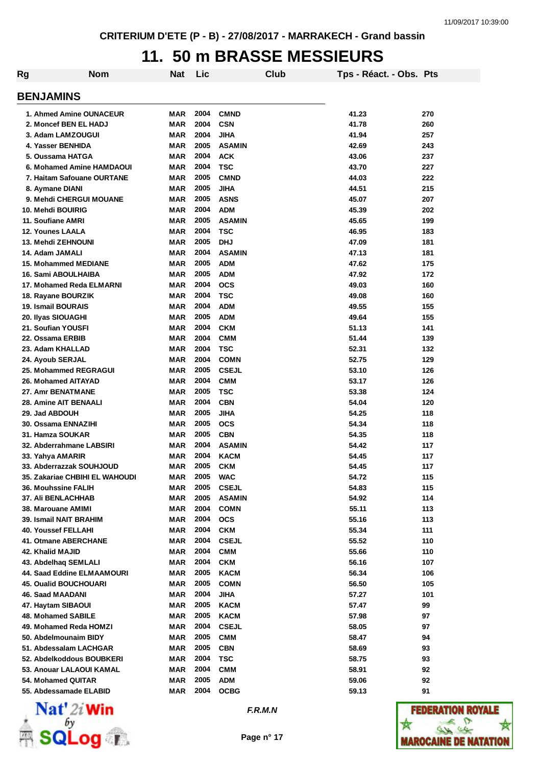CRITERIUM D'ETE (P - B) - 27/08/2017 - MARRAKECH - Grand bassin

# 11. 50 m BRASSE MESSIEURS

## BENJAMINS

| Rg | Nom | Nat | Lic | Club | Tps - Réact. - Obs. | Pts |
|---|---|---|---|---|---|---|
| 1. | Ahmed Amine OUNACEUR | MAR | 2004 | CMND | 41.23 | 270 |
| 2. | Moncef BEN EL HADJ | MAR | 2004 | CSN | 41.78 | 260 |
| 3. | Adam LAMZOUGUI | MAR | 2004 | JIHA | 41.94 | 257 |
| 4. | Yasser BENHIDA | MAR | 2005 | ASAMIN | 42.69 | 243 |
| 5. | Oussama HATGA | MAR | 2004 | ACK | 43.06 | 237 |
| 6. | Mohamed Amine HAMDAOUI | MAR | 2004 | TSC | 43.70 | 227 |
| 7. | Haitam Safouane OURTANE | MAR | 2005 | CMND | 44.03 | 222 |
| 8. | Aymane DIANI | MAR | 2005 | JIHA | 44.51 | 215 |
| 9. | Mehdi CHERGUI MOUANE | MAR | 2005 | ASNS | 45.07 | 207 |
| 10. | Mehdi BOUIRIG | MAR | 2004 | ADM | 45.39 | 202 |
| 11. | Soufiane AMRI | MAR | 2005 | ASAMIN | 45.65 | 199 |
| 12. | Younes LAALA | MAR | 2004 | TSC | 46.95 | 183 |
| 13. | Mehdi ZEHNOUNI | MAR | 2005 | DHJ | 47.09 | 181 |
| 14. | Adam JAMALI | MAR | 2004 | ASAMIN | 47.13 | 181 |
| 15. | Mohammed MEDIANE | MAR | 2005 | ADM | 47.62 | 175 |
| 16. | Sami ABOULHAIBA | MAR | 2005 | ADM | 47.92 | 172 |
| 17. | Mohamed Reda ELMARNI | MAR | 2004 | OCS | 49.03 | 160 |
| 18. | Rayane BOURZIK | MAR | 2004 | TSC | 49.08 | 160 |
| 19. | Ismail BOURAIS | MAR | 2004 | ADM | 49.55 | 155 |
| 20. | Ilyas SIOUAGHI | MAR | 2005 | ADM | 49.64 | 155 |
| 21. | Soufian YOUSFI | MAR | 2004 | CKM | 51.13 | 141 |
| 22. | Ossama ERBIB | MAR | 2004 | CMM | 51.44 | 139 |
| 23. | Adam KHALLAD | MAR | 2004 | TSC | 52.31 | 132 |
| 24. | Ayoub SERJAL | MAR | 2004 | COMN | 52.75 | 129 |
| 25. | Mohammed REGRAGUI | MAR | 2005 | CSEJL | 53.10 | 126 |
| 26. | Mohamed AITAYAD | MAR | 2004 | CMM | 53.17 | 126 |
| 27. | Amr BENATMANE | MAR | 2005 | TSC | 53.38 | 124 |
| 28. | Amine AIT BENAALI | MAR | 2004 | CBN | 54.04 | 120 |
| 29. | Jad ABDOUH | MAR | 2005 | JIHA | 54.25 | 118 |
| 30. | Ossama ENNAZIHI | MAR | 2005 | OCS | 54.34 | 118 |
| 31. | Hamza SOUKAR | MAR | 2005 | CBN | 54.35 | 118 |
| 32. | Abderrahmane LABSIRI | MAR | 2004 | ASAMIN | 54.42 | 117 |
| 33. | Yahya AMARIR | MAR | 2004 | KACM | 54.45 | 117 |
| 33. | Abderrazzak SOUHJOUD | MAR | 2005 | CKM | 54.45 | 117 |
| 35. | Zakariae CHBIHI EL WAHOUDI | MAR | 2005 | WAC | 54.72 | 115 |
| 36. | Mouhssine FALIH | MAR | 2005 | CSEJL | 54.83 | 115 |
| 37. | Ali BENLACHHAB | MAR | 2005 | ASAMIN | 54.92 | 114 |
| 38. | Marouane AMIMI | MAR | 2004 | COMN | 55.11 | 113 |
| 39. | Ismail NAIT BRAHIM | MAR | 2004 | OCS | 55.16 | 113 |
| 40. | Youssef FELLAHI | MAR | 2004 | CKM | 55.34 | 111 |
| 41. | Otmane ABERCHANE | MAR | 2004 | CSEJL | 55.52 | 110 |
| 42. | Khalid MAJID | MAR | 2004 | CMM | 55.66 | 110 |
| 43. | Abdelhaq SEMLALI | MAR | 2004 | CKM | 56.16 | 107 |
| 44. | Saad Eddine ELMAAMOURI | MAR | 2005 | KACM | 56.34 | 106 |
| 45. | Oualid BOUCHOUARI | MAR | 2005 | COMN | 56.50 | 105 |
| 46. | Saad MAADANI | MAR | 2004 | JIHA | 57.27 | 101 |
| 47. | Haytam SIBAOUI | MAR | 2005 | KACM | 57.47 | 99 |
| 48. | Mohamed SABILE | MAR | 2005 | KACM | 57.98 | 97 |
| 49. | Mohamed Reda HOMZI | MAR | 2004 | CSEJL | 58.05 | 97 |
| 50. | Abdelmounaim BIDY | MAR | 2005 | CMM | 58.47 | 94 |
| 51. | Abdessalam LACHGAR | MAR | 2005 | CBN | 58.69 | 93 |
| 52. | Abdelkoddous BOUBKERI | MAR | 2004 | TSC | 58.75 | 93 |
| 53. | Anouar LALAOUI KAMAL | MAR | 2004 | CMM | 58.91 | 92 |
| 54. | Mohamed QUITAR | MAR | 2005 | ADM | 59.06 | 92 |
| 55. | Abdessamade ELABID | MAR | 2004 | OCBG | 59.13 | 91 |

*F.R.M.N*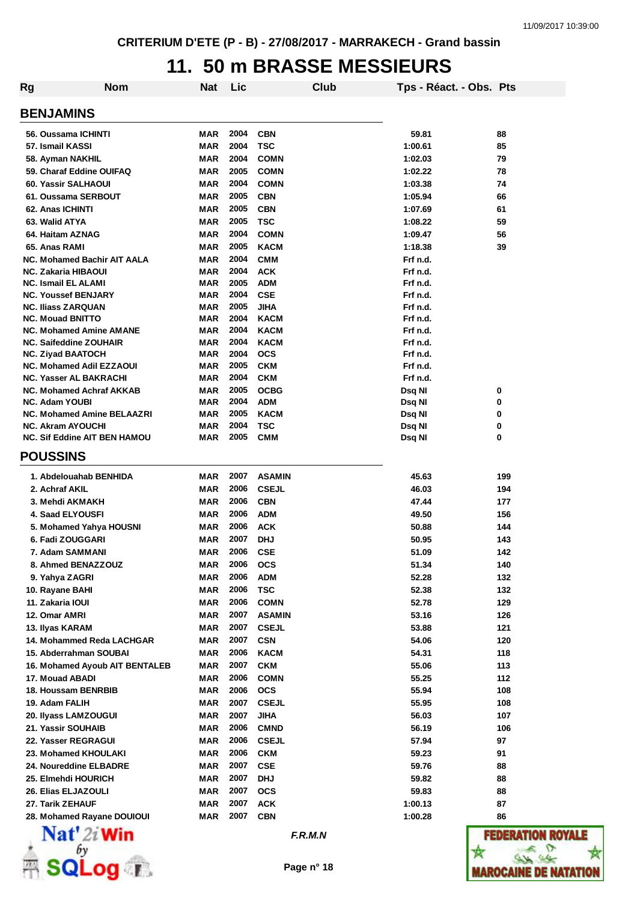CRITERIUM D'ETE (P - B) - 27/08/2017 - MARRAKECH - Grand bassin

# 11. 50 m BRASSE MESSIEURS

| Rg | Nom | Nat | Lic | Club | Tps - Réact. - Obs. | Pts |
|---|---|---|---|---|---|---|

## BENJAMINS

| Rg | Nom | Nat | Lic | Club | Tps - Réact. - Obs. | Pts |
|---|---|---|---|---|---|---|
| 56. | Oussama ICHINTI | MAR | 2004 | CBN | 59.81 | 88 |
| 57. | Ismail KASSI | MAR | 2004 | TSC | 1:00.61 | 85 |
| 58. | Ayman NAKHIL | MAR | 2004 | COMN | 1:02.03 | 79 |
| 59. | Charaf Eddine OUIFAQ | MAR | 2005 | COMN | 1:02.22 | 78 |
| 60. | Yassir SALHAOUI | MAR | 2004 | COMN | 1:03.38 | 74 |
| 61. | Oussama SERBOUT | MAR | 2005 | CBN | 1:05.94 | 66 |
| 62. | Anas ICHINTI | MAR | 2005 | CBN | 1:07.69 | 61 |
| 63. | Walid ATYA | MAR | 2005 | TSC | 1:08.22 | 59 |
| 64. | Haitam AZNAG | MAR | 2004 | COMN | 1:09.47 | 56 |
| 65. | Anas RAMI | MAR | 2005 | KACM | 1:18.38 | 39 |
| NC. | Mohamed Bachir AIT AALA | MAR | 2004 | CMM | Frf n.d. | |
| NC. | Zakaria HIBAOUI | MAR | 2004 | ACK | Frf n.d. | |
| NC. | Ismail EL ALAMI | MAR | 2005 | ADM | Frf n.d. | |
| NC. | Youssef BENJARY | MAR | 2004 | CSE | Frf n.d. | |
| NC. | Iliass ZARQUAN | MAR | 2005 | JIHA | Frf n.d. | |
| NC. | Mouad BNITTO | MAR | 2004 | KACM | Frf n.d. | |
| NC. | Mohamed Amine AMANE | MAR | 2004 | KACM | Frf n.d. | |
| NC. | Saifeddine ZOUHAIR | MAR | 2004 | KACM | Frf n.d. | |
| NC. | Ziyad BAATOCH | MAR | 2004 | OCS | Frf n.d. | |
| NC. | Mohamed Adil EZZAOUI | MAR | 2005 | CKM | Frf n.d. | |
| NC. | Yasser AL BAKRACHI | MAR | 2004 | CKM | Frf n.d. | |
| NC. | Mohamed Achraf AKKAB | MAR | 2005 | OCBG | Dsq NI | 0 |
| NC. | Adam YOUBI | MAR | 2004 | ADM | Dsq NI | 0 |
| NC. | Mohamed Amine BELAAZRI | MAR | 2005 | KACM | Dsq NI | 0 |
| NC. | Akram AYOUCHI | MAR | 2004 | TSC | Dsq NI | 0 |
| NC. | Sif Eddine AIT BEN HAMOU | MAR | 2005 | CMM | Dsq NI | 0 |

## POUSSINS

| Rg | Nom | Nat | Lic | Club | Tps - Réact. - Obs. | Pts |
|---|---|---|---|---|---|---|
| 1. | Abdelouahab BENHIDA | MAR | 2007 | ASAMIN | 45.63 | 199 |
| 2. | Achraf AKIL | MAR | 2006 | CSEJL | 46.03 | 194 |
| 3. | Mehdi AKMAKH | MAR | 2006 | CBN | 47.44 | 177 |
| 4. | Saad ELYOUSFI | MAR | 2006 | ADM | 49.50 | 156 |
| 5. | Mohamed Yahya HOUSNI | MAR | 2006 | ACK | 50.88 | 144 |
| 6. | Fadi ZOUGGARI | MAR | 2007 | DHJ | 50.95 | 143 |
| 7. | Adam SAMMANI | MAR | 2006 | CSE | 51.09 | 142 |
| 8. | Ahmed BENAZZOUZ | MAR | 2006 | OCS | 51.34 | 140 |
| 9. | Yahya ZAGRI | MAR | 2006 | ADM | 52.28 | 132 |
| 10. | Rayane BAHI | MAR | 2006 | TSC | 52.38 | 132 |
| 11. | Zakaria IOUI | MAR | 2006 | COMN | 52.78 | 129 |
| 12. | Omar AMRI | MAR | 2007 | ASAMIN | 53.16 | 126 |
| 13. | Ilyas KARAM | MAR | 2007 | CSEJL | 53.88 | 121 |
| 14. | Mohammed Reda LACHGAR | MAR | 2007 | CSN | 54.06 | 120 |
| 15. | Abderrahman SOUBAI | MAR | 2006 | KACM | 54.31 | 118 |
| 16. | Mohamed Ayoub AIT BENTALEB | MAR | 2007 | CKM | 55.06 | 113 |
| 17. | Mouad ABADI | MAR | 2006 | COMN | 55.25 | 112 |
| 18. | Houssam BENRBIB | MAR | 2006 | OCS | 55.94 | 108 |
| 19. | Adam FALIH | MAR | 2007 | CSEJL | 55.95 | 108 |
| 20. | Ilyass LAMZOUGUI | MAR | 2007 | JIHA | 56.03 | 107 |
| 21. | Yassir SOUHAIB | MAR | 2006 | CMND | 56.19 | 106 |
| 22. | Yasser REGRAGUI | MAR | 2006 | CSEJL | 57.94 | 97 |
| 23. | Mohamed KHOULAKI | MAR | 2006 | CKM | 59.23 | 91 |
| 24. | Noureddine ELBADRE | MAR | 2007 | CSE | 59.76 | 88 |
| 25. | Elmehdi HOURICH | MAR | 2007 | DHJ | 59.82 | 88 |
| 26. | Elias ELJAZOULI | MAR | 2007 | OCS | 59.83 | 88 |
| 27. | Tarik ZEHAUF | MAR | 2007 | ACK | 1:00.13 | 87 |
| 28. | Mohamed Rayane DOUIOUI | MAR | 2007 | CBN | 1:00.28 | 86 |

*F.R.M.N*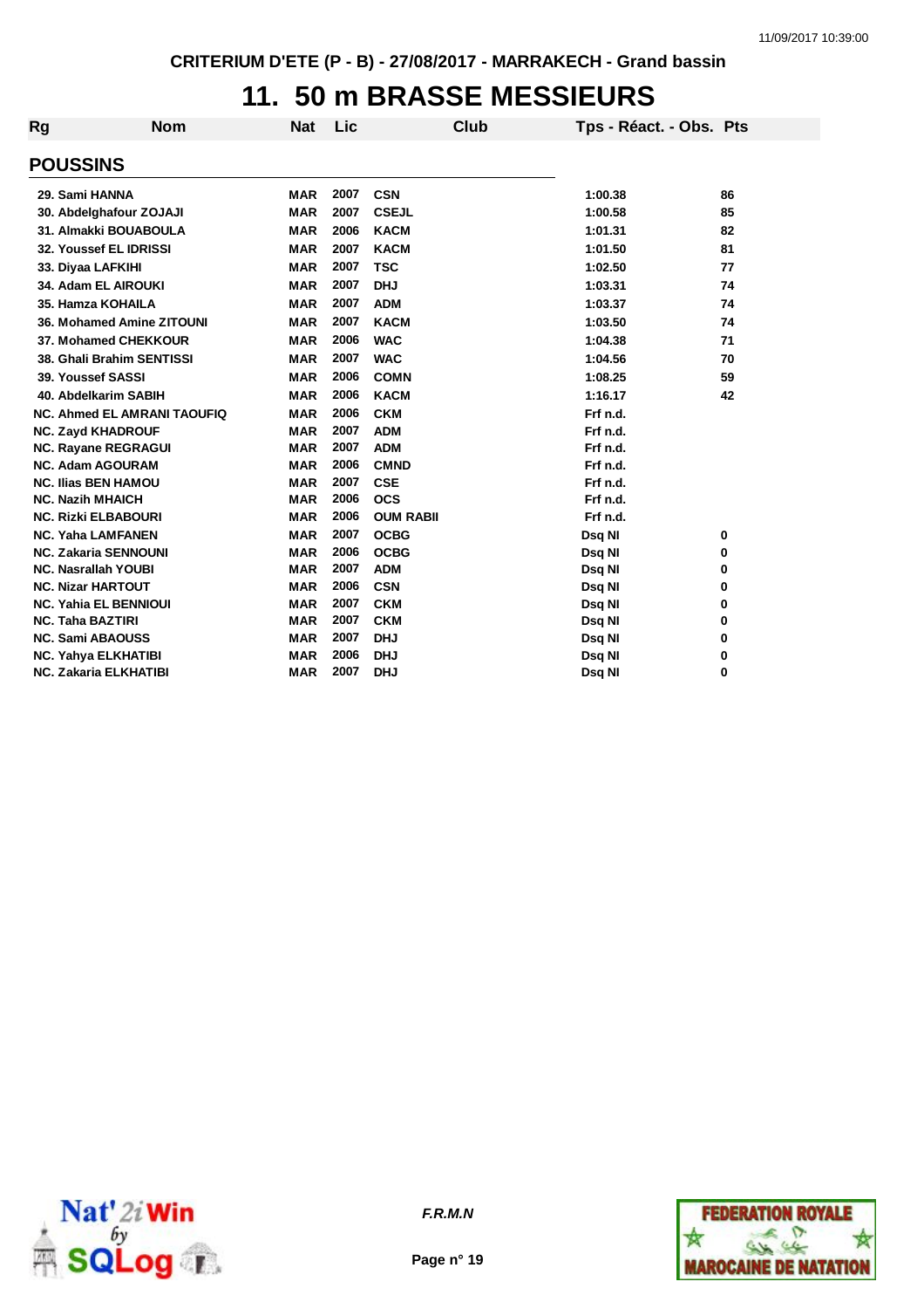CRITERIUM D'ETE (P - B) - 27/08/2017 - MARRAKECH - Grand bassin

# 11. 50 m BRASSE MESSIEURS

## POUSSINS

| Rg | Nom | Nat | Lic | Club | Tps - Réact. - Obs. | Pts |
|---|---|---|---|---|---|---|
| 29. | Sami HANNA | MAR | 2007 | CSN | 1:00.38 | 86 |
| 30. | Abdelghafour ZOJAJI | MAR | 2007 | CSEJL | 1:00.58 | 85 |
| 31. | Almakki BOUABOULA | MAR | 2006 | KACM | 1:01.31 | 82 |
| 32. | Youssef EL IDRISSI | MAR | 2007 | KACM | 1:01.50 | 81 |
| 33. | Diyaa LAFKIHI | MAR | 2007 | TSC | 1:02.50 | 77 |
| 34. | Adam EL AIROUKI | MAR | 2007 | DHJ | 1:03.31 | 74 |
| 35. | Hamza KOHAILA | MAR | 2007 | ADM | 1:03.37 | 74 |
| 36. | Mohamed Amine ZITOUNI | MAR | 2007 | KACM | 1:03.50 | 74 |
| 37. | Mohamed CHEKKOUR | MAR | 2006 | WAC | 1:04.38 | 71 |
| 38. | Ghali Brahim SENTISSI | MAR | 2007 | WAC | 1:04.56 | 70 |
| 39. | Youssef SASSI | MAR | 2006 | COMN | 1:08.25 | 59 |
| 40. | Abdelkarim SABIH | MAR | 2006 | KACM | 1:16.17 | 42 |
| NC. | Ahmed EL AMRANI TAOUFIQ | MAR | 2006 | CKM | Frf n.d. | |
| NC. | Zayd KHADROUF | MAR | 2007 | ADM | Frf n.d. | |
| NC. | Rayane REGRAGUI | MAR | 2007 | ADM | Frf n.d. | |
| NC. | Adam AGOURAM | MAR | 2006 | CMND | Frf n.d. | |
| NC. | Ilias BEN HAMOU | MAR | 2007 | CSE | Frf n.d. | |
| NC. | Nazih MHAICH | MAR | 2006 | OCS | Frf n.d. | |
| NC. | Rizki ELBABOURI | MAR | 2006 | OUM RABII | Frf n.d. | |
| NC. | Yaha LAMFANEN | MAR | 2007 | OCBG | Dsq NI | 0 |
| NC. | Zakaria SENNOUNI | MAR | 2006 | OCBG | Dsq NI | 0 |
| NC. | Nasrallah YOUBI | MAR | 2007 | ADM | Dsq NI | 0 |
| NC. | Nizar HARTOUT | MAR | 2006 | CSN | Dsq NI | 0 |
| NC. | Yahia EL BENNIOUI | MAR | 2007 | CKM | Dsq NI | 0 |
| NC. | Taha BAZTIRI | MAR | 2007 | CKM | Dsq NI | 0 |
| NC. | Sami ABAOUSS | MAR | 2007 | DHJ | Dsq NI | 0 |
| NC. | Yahya ELKHATIBI | MAR | 2006 | DHJ | Dsq NI | 0 |
| NC. | Zakaria ELKHATIBI | MAR | 2007 | DHJ | Dsq NI | 0 |

*F.R.M.N*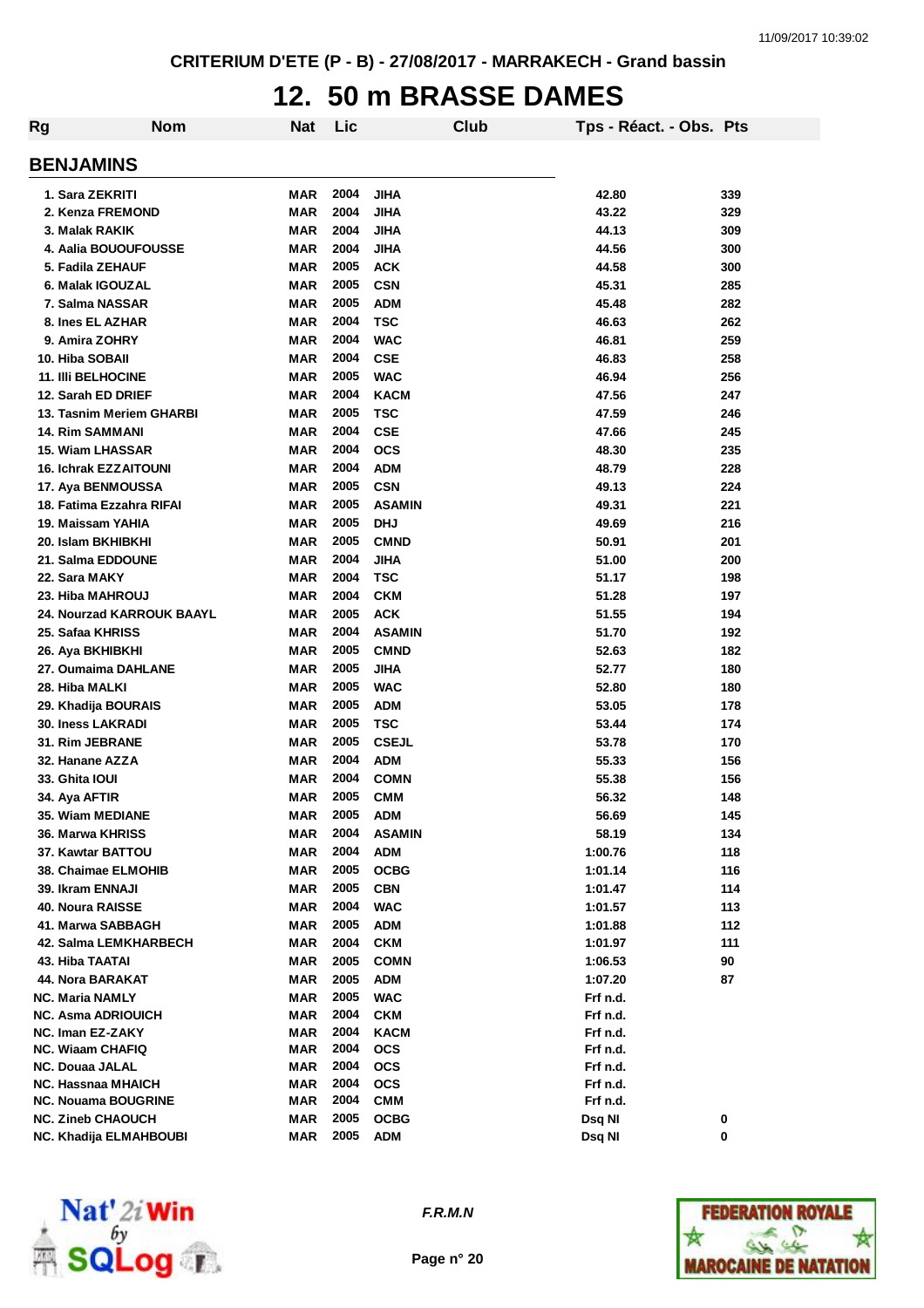CRITERIUM D'ETE (P - B) - 27/08/2017 - MARRAKECH - Grand bassin

# 12. 50 m BRASSE DAMES

## BENJAMINS

| Rg | Nom | Nat | Lic | Club | Tps - Réact. - Obs. | Pts |
|---|---|---|---|---|---|---|
| 1. | Sara ZEKRITI | MAR | 2004 | JIHA | 42.80 | 339 |
| 2. | Kenza FREMOND | MAR | 2004 | JIHA | 43.22 | 329 |
| 3. | Malak RAKIK | MAR | 2004 | JIHA | 44.13 | 309 |
| 4. | Aalia BOUOUFOUSSE | MAR | 2004 | JIHA | 44.56 | 300 |
| 5. | Fadila ZEHAUF | MAR | 2005 | ACK | 44.58 | 300 |
| 6. | Malak IGOUZAL | MAR | 2005 | CSN | 45.31 | 285 |
| 7. | Salma NASSAR | MAR | 2005 | ADM | 45.48 | 282 |
| 8. | Ines EL AZHAR | MAR | 2004 | TSC | 46.63 | 262 |
| 9. | Amira ZOHRY | MAR | 2004 | WAC | 46.81 | 259 |
| 10. | Hiba SOBAII | MAR | 2004 | CSE | 46.83 | 258 |
| 11. | Illi BELHOCINE | MAR | 2005 | WAC | 46.94 | 256 |
| 12. | Sarah ED DRIEF | MAR | 2004 | KACM | 47.56 | 247 |
| 13. | Tasnim Meriem GHARBI | MAR | 2005 | TSC | 47.59 | 246 |
| 14. | Rim SAMMANI | MAR | 2004 | CSE | 47.66 | 245 |
| 15. | Wiam LHASSAR | MAR | 2004 | OCS | 48.30 | 235 |
| 16. | Ichrak EZZAITOUNI | MAR | 2004 | ADM | 48.79 | 228 |
| 17. | Aya BENMOUSSA | MAR | 2005 | CSN | 49.13 | 224 |
| 18. | Fatima Ezzahra RIFAI | MAR | 2005 | ASAMIN | 49.31 | 221 |
| 19. | Maissam YAHIA | MAR | 2005 | DHJ | 49.69 | 216 |
| 20. | Islam BKHIBKHI | MAR | 2005 | CMND | 50.91 | 201 |
| 21. | Salma EDDOUNE | MAR | 2004 | JIHA | 51.00 | 200 |
| 22. | Sara MAKY | MAR | 2004 | TSC | 51.17 | 198 |
| 23. | Hiba MAHROUJ | MAR | 2004 | CKM | 51.28 | 197 |
| 24. | Nourzad KARROUK BAAYL | MAR | 2005 | ACK | 51.55 | 194 |
| 25. | Safaa KHRISS | MAR | 2004 | ASAMIN | 51.70 | 192 |
| 26. | Aya BKHIBKHI | MAR | 2005 | CMND | 52.63 | 182 |
| 27. | Oumaima DAHLANE | MAR | 2005 | JIHA | 52.77 | 180 |
| 28. | Hiba MALKI | MAR | 2005 | WAC | 52.80 | 180 |
| 29. | Khadija BOURAIS | MAR | 2005 | ADM | 53.05 | 178 |
| 30. | Iness LAKRADI | MAR | 2005 | TSC | 53.44 | 174 |
| 31. | Rim JEBRANE | MAR | 2005 | CSEJL | 53.78 | 170 |
| 32. | Hanane AZZA | MAR | 2004 | ADM | 55.33 | 156 |
| 33. | Ghita IOUI | MAR | 2004 | COMN | 55.38 | 156 |
| 34. | Aya AFTIR | MAR | 2005 | CMM | 56.32 | 148 |
| 35. | Wiam MEDIANE | MAR | 2005 | ADM | 56.69 | 145 |
| 36. | Marwa KHRISS | MAR | 2004 | ASAMIN | 58.19 | 134 |
| 37. | Kawtar BATTOU | MAR | 2004 | ADM | 1:00.76 | 118 |
| 38. | Chaimae ELMOHIB | MAR | 2005 | OCBG | 1:01.14 | 116 |
| 39. | Ikram ENNAJI | MAR | 2005 | CBN | 1:01.47 | 114 |
| 40. | Noura RAISSE | MAR | 2004 | WAC | 1:01.57 | 113 |
| 41. | Marwa SABBAGH | MAR | 2005 | ADM | 1:01.88 | 112 |
| 42. | Salma LEMKHARBECH | MAR | 2004 | CKM | 1:01.97 | 111 |
| 43. | Hiba TAATAI | MAR | 2005 | COMN | 1:06.53 | 90 |
| 44. | Nora BARAKAT | MAR | 2005 | ADM | 1:07.20 | 87 |
| NC. | Maria NAMLY | MAR | 2005 | WAC | Frf n.d. | |
| NC. | Asma ADRIOUICH | MAR | 2004 | CKM | Frf n.d. | |
| NC. | Iman EZ-ZAKY | MAR | 2004 | KACM | Frf n.d. | |
| NC. | Wiaam CHAFIQ | MAR | 2004 | OCS | Frf n.d. | |
| NC. | Douaa JALAL | MAR | 2004 | OCS | Frf n.d. | |
| NC. | Hassnaa MHAICH | MAR | 2004 | OCS | Frf n.d. | |
| NC. | Nouama BOUGRINE | MAR | 2004 | CMM | Frf n.d. | |
| NC. | Zineb CHAOUCH | MAR | 2005 | OCBG | Dsq NI | 0 |
| NC. | Khadija ELMAHBOUBI | MAR | 2005 | ADM | Dsq NI | 0 |

F.R.M.N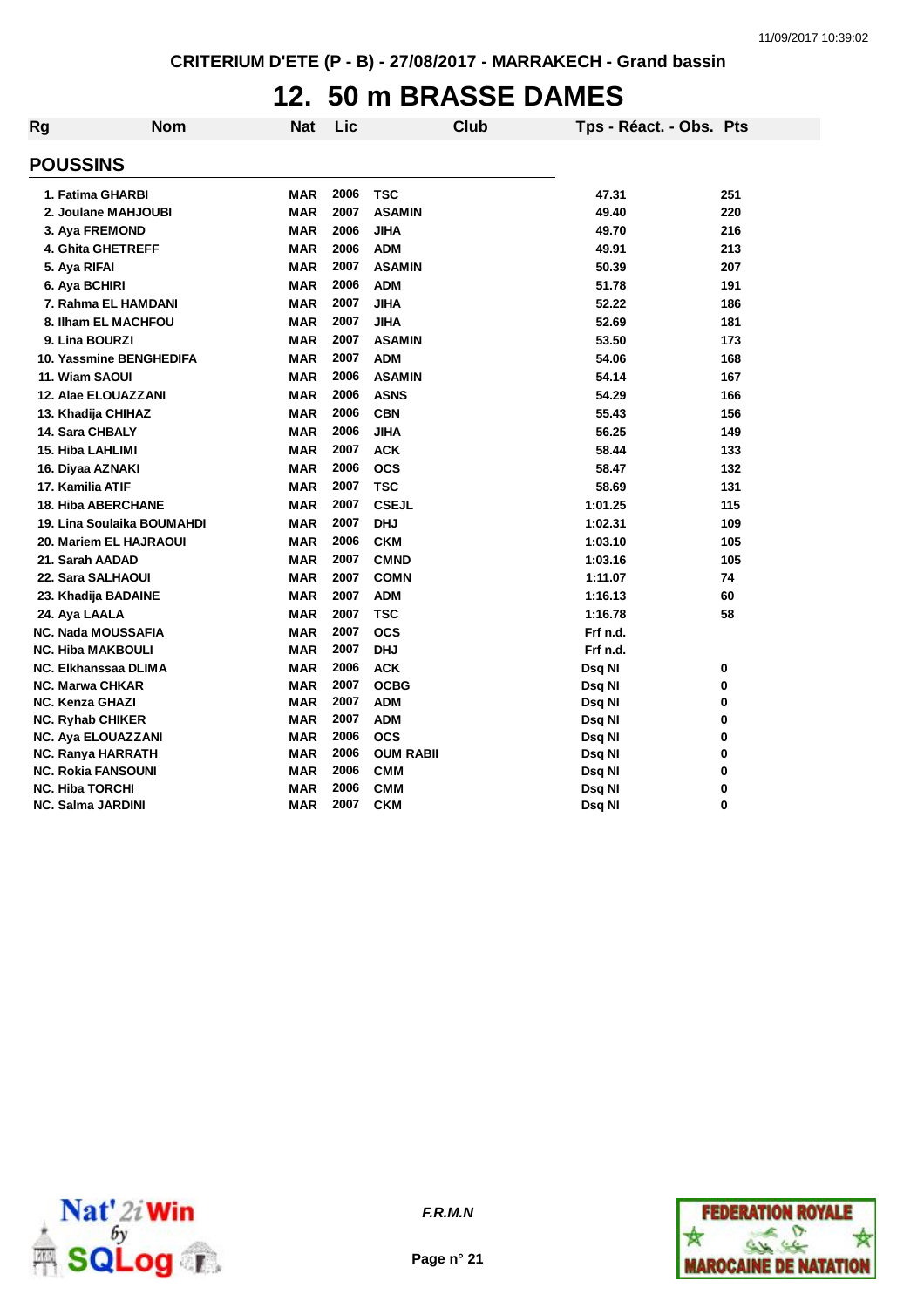CRITERIUM D'ETE (P - B) - 27/08/2017 - MARRAKECH - Grand bassin

# 12. 50 m BRASSE DAMES

| Rg | Nom | Nat | Lic | Club | Tps - Réact. - Obs. | Pts |
|---|---|---|---|---|---|---|
| **POUSSINS** | | | | | | |
| 1. | Fatima GHARBI | MAR | 2006 | TSC | 47.31 | 251 |
| 2. | Joulane MAHJOUBI | MAR | 2007 | ASAMIN | 49.40 | 220 |
| 3. | Aya FREMOND | MAR | 2006 | JIHA | 49.70 | 216 |
| 4. | Ghita GHETREFF | MAR | 2006 | ADM | 49.91 | 213 |
| 5. | Aya RIFAI | MAR | 2007 | ASAMIN | 50.39 | 207 |
| 6. | Aya BCHIRI | MAR | 2006 | ADM | 51.78 | 191 |
| 7. | Rahma EL HAMDANI | MAR | 2007 | JIHA | 52.22 | 186 |
| 8. | Ilham EL MACHFOU | MAR | 2007 | JIHA | 52.69 | 181 |
| 9. | Lina BOURZI | MAR | 2007 | ASAMIN | 53.50 | 173 |
| 10. | Yassmine BENGHEDIFA | MAR | 2007 | ADM | 54.06 | 168 |
| 11. | Wiam SAOUI | MAR | 2006 | ASAMIN | 54.14 | 167 |
| 12. | Alae ELOUAZZANI | MAR | 2006 | ASNS | 54.29 | 166 |
| 13. | Khadija CHIHAZ | MAR | 2006 | CBN | 55.43 | 156 |
| 14. | Sara CHBALY | MAR | 2006 | JIHA | 56.25 | 149 |
| 15. | Hiba LAHLIMI | MAR | 2007 | ACK | 58.44 | 133 |
| 16. | Diyaa AZNAKI | MAR | 2006 | OCS | 58.47 | 132 |
| 17. | Kamilia ATIF | MAR | 2007 | TSC | 58.69 | 131 |
| 18. | Hiba ABERCHANE | MAR | 2007 | CSEJL | 1:01.25 | 115 |
| 19. | Lina Soulaika BOUMAHDI | MAR | 2007 | DHJ | 1:02.31 | 109 |
| 20. | Mariem EL HAJRAOUI | MAR | 2006 | CKM | 1:03.10 | 105 |
| 21. | Sarah AADAD | MAR | 2007 | CMND | 1:03.16 | 105 |
| 22. | Sara SALHAOUI | MAR | 2007 | COMN | 1:11.07 | 74 |
| 23. | Khadija BADAINE | MAR | 2007 | ADM | 1:16.13 | 60 |
| 24. | Aya LAALA | MAR | 2007 | TSC | 1:16.78 | 58 |
| NC. | Nada MOUSSAFIA | MAR | 2007 | OCS | Frf n.d. | |
| NC. | Hiba MAKBOULI | MAR | 2007 | DHJ | Frf n.d. | |
| NC. | Elkhanssaa DLIMA | MAR | 2006 | ACK | Dsq NI | 0 |
| NC. | Marwa CHKAR | MAR | 2007 | OCBG | Dsq NI | 0 |
| NC. | Kenza GHAZI | MAR | 2007 | ADM | Dsq NI | 0 |
| NC. | Ryhab CHIKER | MAR | 2007 | ADM | Dsq NI | 0 |
| NC. | Aya ELOUAZZANI | MAR | 2006 | OCS | Dsq NI | 0 |
| NC. | Ranya HARRATH | MAR | 2006 | OUM RABII | Dsq NI | 0 |
| NC. | Rokia FANSOUNI | MAR | 2006 | CMM | Dsq NI | 0 |
| NC. | Hiba TORCHI | MAR | 2006 | CMM | Dsq NI | 0 |
| NC. | Salma JARDINI | MAR | 2007 | CKM | Dsq NI | 0 |

*F.R.M.N*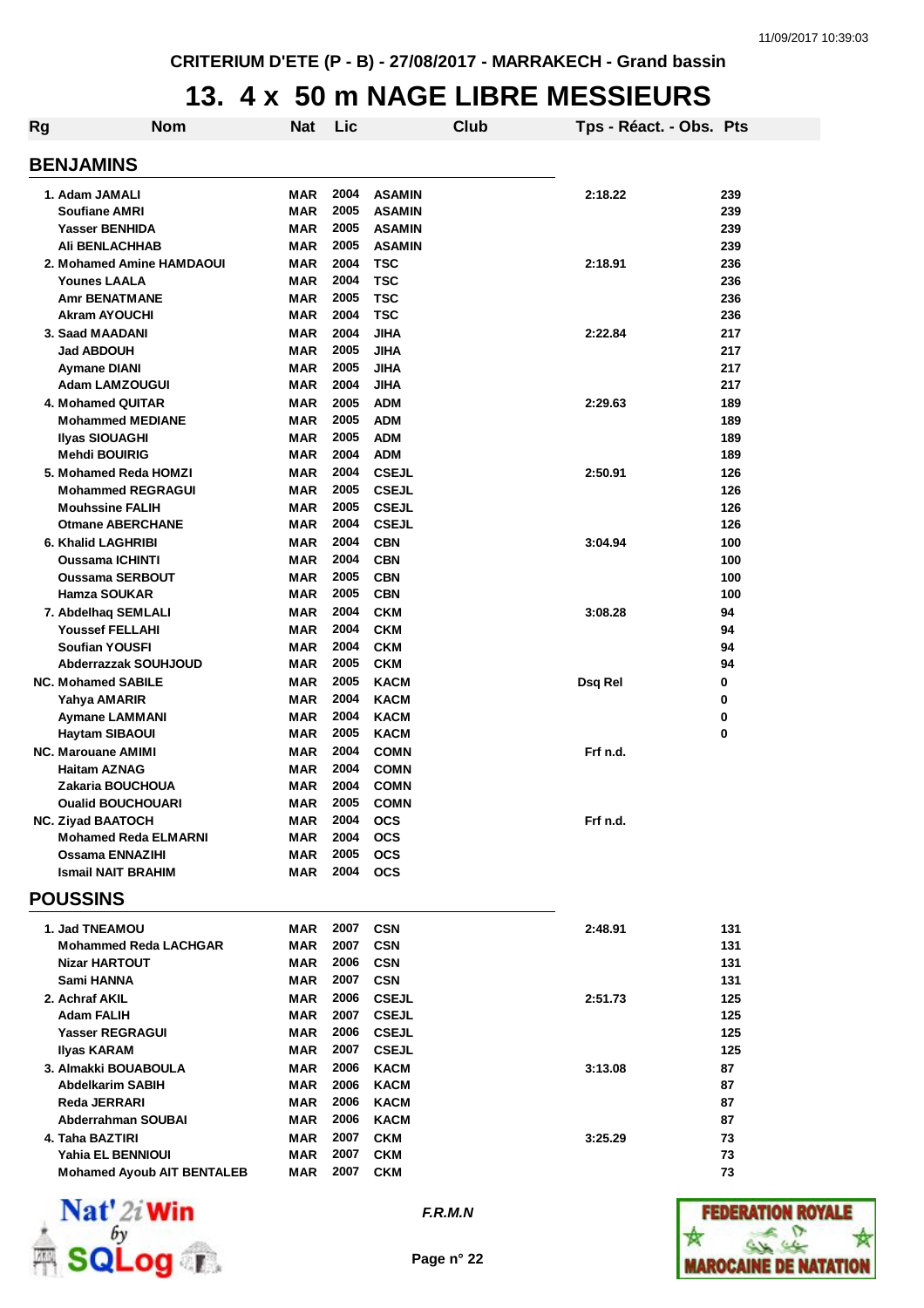CRITERIUM D'ETE (P - B) - 27/08/2017 - MARRAKECH - Grand bassin

# 13. 4 x 50 m NAGE LIBRE MESSIEURS

| Rg | Nom | Nat | Lic | Club | Tps - Réact. - Obs. | Pts |
|---|---|---|---|---|---|---|
| **BENJAMINS** | | | | | | |
| 1. | Adam JAMALI | MAR | 2004 | ASAMIN | 2:18.22 | 239 |
| | Soufiane AMRI | MAR | 2005 | ASAMIN | | 239 |
| | Yasser BENHIDA | MAR | 2005 | ASAMIN | | 239 |
| | Ali BENLACHHAB | MAR | 2005 | ASAMIN | | 239 |
| 2. | Mohamed Amine HAMDAOUI | MAR | 2004 | TSC | 2:18.91 | 236 |
| | Younes LAALA | MAR | 2004 | TSC | | 236 |
| | Amr BENATMANE | MAR | 2005 | TSC | | 236 |
| | Akram AYOUCHI | MAR | 2004 | TSC | | 236 |
| 3. | Saad MAADANI | MAR | 2004 | JIHA | 2:22.84 | 217 |
| | Jad ABDOUH | MAR | 2005 | JIHA | | 217 |
| | Aymane DIANI | MAR | 2005 | JIHA | | 217 |
| | Adam LAMZOUGUI | MAR | 2004 | JIHA | | 217 |
| 4. | Mohamed QUITAR | MAR | 2005 | ADM | 2:29.63 | 189 |
| | Mohammed MEDIANE | MAR | 2005 | ADM | | 189 |
| | Ilyas SIOUAGHI | MAR | 2005 | ADM | | 189 |
| | Mehdi BOUIRIG | MAR | 2004 | ADM | | 189 |
| 5. | Mohamed Reda HOMZI | MAR | 2004 | CSEJL | 2:50.91 | 126 |
| | Mohammed REGRAGUI | MAR | 2005 | CSEJL | | 126 |
| | Mouhssine FALIH | MAR | 2005 | CSEJL | | 126 |
| | Otmane ABERCHANE | MAR | 2004 | CSEJL | | 126 |
| 6. | Khalid LAGHRIBI | MAR | 2004 | CBN | 3:04.94 | 100 |
| | Oussama ICHINTI | MAR | 2004 | CBN | | 100 |
| | Oussama SERBOUT | MAR | 2005 | CBN | | 100 |
| | Hamza SOUKAR | MAR | 2005 | CBN | | 100 |
| 7. | Abdelhaq SEMLALI | MAR | 2004 | CKM | 3:08.28 | 94 |
| | Youssef FELLAHI | MAR | 2004 | CKM | | 94 |
| | Soufian YOUSFI | MAR | 2004 | CKM | | 94 |
| | Abderrazzak SOUHJOUD | MAR | 2005 | CKM | | 94 |
| NC. | Mohamed SABILE | MAR | 2005 | KACM | Dsq Rel | 0 |
| | Yahya AMARIR | MAR | 2004 | KACM | | 0 |
| | Aymane LAMMANI | MAR | 2004 | KACM | | 0 |
| | Haytam SIBAOUI | MAR | 2005 | KACM | | 0 |
| NC. | Marouane AMIMI | MAR | 2004 | COMN | Frf n.d. | |
| | Haitam AZNAG | MAR | 2004 | COMN | | |
| | Zakaria BOUCHOUA | MAR | 2004 | COMN | | |
| | Oualid BOUCHOUARI | MAR | 2005 | COMN | | |
| NC. | Ziyad BAATOCH | MAR | 2004 | OCS | Frf n.d. | |
| | Mohamed Reda ELMARNI | MAR | 2004 | OCS | | |
| | Ossama ENNAZIHI | MAR | 2005 | OCS | | |
| | Ismail NAIT BRAHIM | MAR | 2004 | OCS | | |
| **POUSSINS** | | | | | | |
| 1. | Jad TNEAMOU | MAR | 2007 | CSN | 2:48.91 | 131 |
| | Mohammed Reda LACHGAR | MAR | 2007 | CSN | | 131 |
| | Nizar HARTOUT | MAR | 2006 | CSN | | 131 |
| | Sami HANNA | MAR | 2007 | CSN | | 131 |
| 2. | Achraf AKIL | MAR | 2006 | CSEJL | 2:51.73 | 125 |
| | Adam FALIH | MAR | 2007 | CSEJL | | 125 |
| | Yasser REGRAGUI | MAR | 2006 | CSEJL | | 125 |
| | Ilyas KARAM | MAR | 2007 | CSEJL | | 125 |
| 3. | Almakki BOUABOULA | MAR | 2006 | KACM | 3:13.08 | 87 |
| | Abdelkarim SABIH | MAR | 2006 | KACM | | 87 |
| | Reda JERRARI | MAR | 2006 | KACM | | 87 |
| | Abderrahman SOUBAI | MAR | 2006 | KACM | | 87 |
| 4. | Taha BAZTIRI | MAR | 2007 | CKM | 3:25.29 | 73 |
| | Yahia EL BENNIOUI | MAR | 2007 | CKM | | 73 |
| | Mohamed Ayoub AIT BENTALEB | MAR | 2007 | CKM | | 73 |

F.R.M.N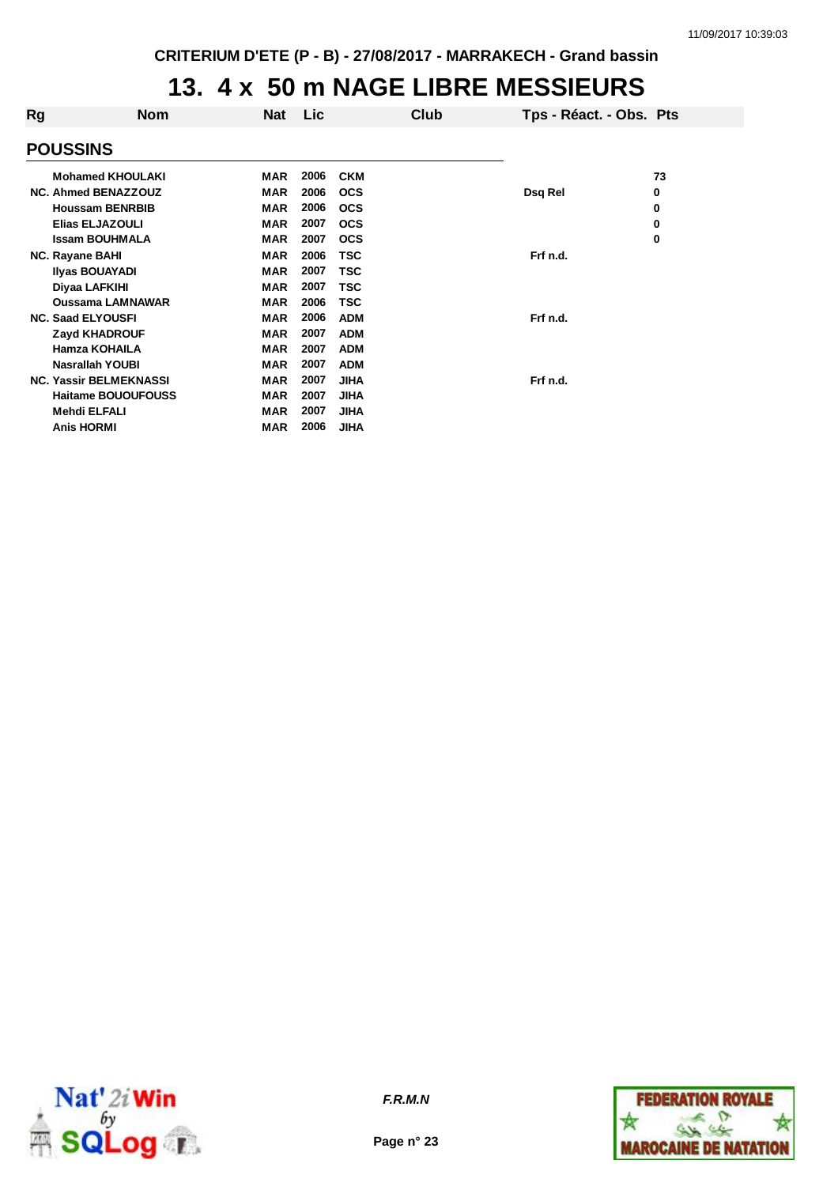CRITERIUM D'ETE (P - B) - 27/08/2017 - MARRAKECH - Grand bassin

# 13. 4 x 50 m NAGE LIBRE MESSIEURS

| Rg | Nom | Nat | Lic | Club | Tps - Réact. - Obs. | Pts |
|---|---|---|---|---|---|---|
| **POUSSINS** | | | | | | |
| | Mohamed KHOULAKI | MAR | 2006 | CKM | | 73 |
| NC. | Ahmed BENAZZOUZ | MAR | 2006 | OCS | Dsq Rel | 0 |
| | Houssam BENRBIB | MAR | 2006 | OCS | | 0 |
| | Elias ELJAZOULI | MAR | 2007 | OCS | | 0 |
| | Issam BOUHMALA | MAR | 2007 | OCS | | 0 |
| NC. | Rayane BAHI | MAR | 2006 | TSC | Frf n.d. | |
| | Ilyas BOUAYADI | MAR | 2007 | TSC | | |
| | Diyaa LAFKIHI | MAR | 2007 | TSC | | |
| | Oussama LAMNAWAR | MAR | 2006 | TSC | | |
| NC. | Saad ELYOUSFI | MAR | 2006 | ADM | Frf n.d. | |
| | Zayd KHADROUF | MAR | 2007 | ADM | | |
| | Hamza KOHAILA | MAR | 2007 | ADM | | |
| | Nasrallah YOUBI | MAR | 2007 | ADM | | |
| NC. | Yassir BELMEKNASSI | MAR | 2007 | JIHA | Frf n.d. | |
| | Haitame BOUOUFOUSS | MAR | 2007 | JIHA | | |
| | Mehdi ELFALI | MAR | 2007 | JIHA | | |
| | Anis HORMI | MAR | 2006 | JIHA | | |

F.R.M.N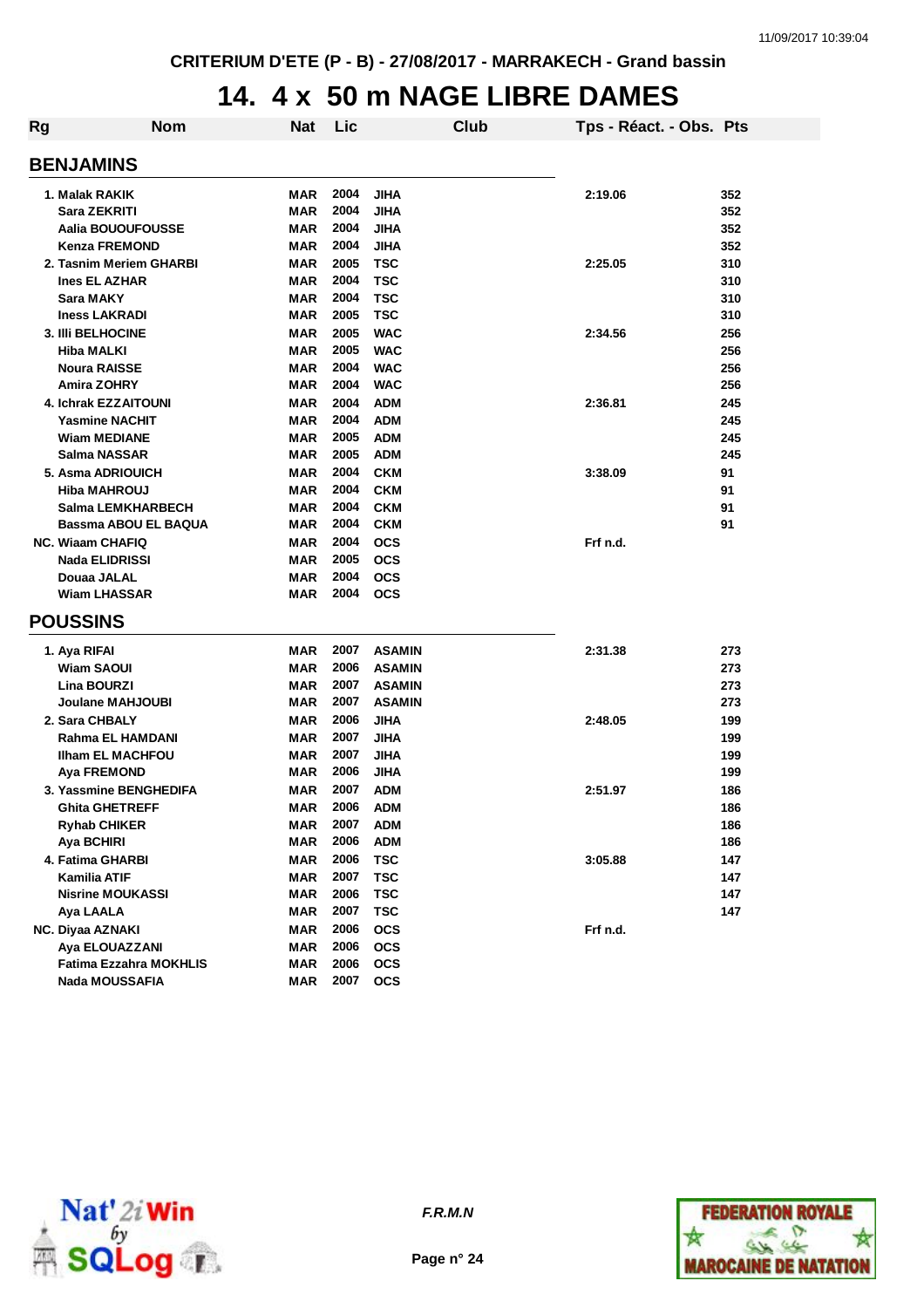CRITERIUM D'ETE (P - B) - 27/08/2017 - MARRAKECH - Grand bassin

# 14. 4 x 50 m NAGE LIBRE DAMES

| Rg | Nom | Nat | Lic | Club | Tps - Réact. - Obs. | Pts |
|---|---|---|---|---|---|---|
| **BENJAMINS** | | | | | | |
| 1. | Malak RAKIK | MAR | 2004 | JIHA | 2:19.06 | 352 |
| | Sara ZEKRITI | MAR | 2004 | JIHA | | 352 |
| | Aalia BOUOUFOUSSE | MAR | 2004 | JIHA | | 352 |
| | Kenza FREMOND | MAR | 2004 | JIHA | | 352 |
| 2. | Tasnim Meriem GHARBI | MAR | 2005 | TSC | 2:25.05 | 310 |
| | Ines EL AZHAR | MAR | 2004 | TSC | | 310 |
| | Sara MAKY | MAR | 2004 | TSC | | 310 |
| | Iness LAKRADI | MAR | 2005 | TSC | | 310 |
| 3. | Illi BELHOCINE | MAR | 2005 | WAC | 2:34.56 | 256 |
| | Hiba MALKI | MAR | 2005 | WAC | | 256 |
| | Noura RAISSE | MAR | 2004 | WAC | | 256 |
| | Amira ZOHRY | MAR | 2004 | WAC | | 256 |
| 4. | Ichrak EZZAITOUNI | MAR | 2004 | ADM | 2:36.81 | 245 |
| | Yasmine NACHIT | MAR | 2004 | ADM | | 245 |
| | Wiam MEDIANE | MAR | 2005 | ADM | | 245 |
| | Salma NASSAR | MAR | 2005 | ADM | | 245 |
| 5. | Asma ADRIOUICH | MAR | 2004 | CKM | 3:38.09 | 91 |
| | Hiba MAHROUJ | MAR | 2004 | CKM | | 91 |
| | Salma LEMKHARBECH | MAR | 2004 | CKM | | 91 |
| | Bassma ABOU EL BAQUA | MAR | 2004 | CKM | | 91 |
| NC. | Wiaam CHAFIQ | MAR | 2004 | OCS | Frf n.d. | |
| | Nada ELIDRISSI | MAR | 2005 | OCS | | |
| | Douaa JALAL | MAR | 2004 | OCS | | |
| | Wiam LHASSAR | MAR | 2004 | OCS | | |
| **POUSSINS** | | | | | | |
| 1. | Aya RIFAI | MAR | 2007 | ASAMIN | 2:31.38 | 273 |
| | Wiam SAOUI | MAR | 2006 | ASAMIN | | 273 |
| | Lina BOURZI | MAR | 2007 | ASAMIN | | 273 |
| | Joulane MAHJOUBI | MAR | 2007 | ASAMIN | | 273 |
| 2. | Sara CHBALY | MAR | 2006 | JIHA | 2:48.05 | 199 |
| | Rahma EL HAMDANI | MAR | 2007 | JIHA | | 199 |
| | Ilham EL MACHFOU | MAR | 2007 | JIHA | | 199 |
| | Aya FREMOND | MAR | 2006 | JIHA | | 199 |
| 3. | Yassmine BENGHEDIFA | MAR | 2007 | ADM | 2:51.97 | 186 |
| | Ghita GHETREFF | MAR | 2006 | ADM | | 186 |
| | Ryhab CHIKER | MAR | 2007 | ADM | | 186 |
| | Aya BCHIRI | MAR | 2006 | ADM | | 186 |
| 4. | Fatima GHARBI | MAR | 2006 | TSC | 3:05.88 | 147 |
| | Kamilia ATIF | MAR | 2007 | TSC | | 147 |
| | Nisrine MOUKASSI | MAR | 2006 | TSC | | 147 |
| | Aya LAALA | MAR | 2007 | TSC | | 147 |
| NC. | Diyaa AZNAKI | MAR | 2006 | OCS | Frf n.d. | |
| | Aya ELOUAZZANI | MAR | 2006 | OCS | | |
| | Fatima Ezzahra MOKHLIS | MAR | 2006 | OCS | | |
| | Nada MOUSSAFIA | MAR | 2007 | OCS | | |